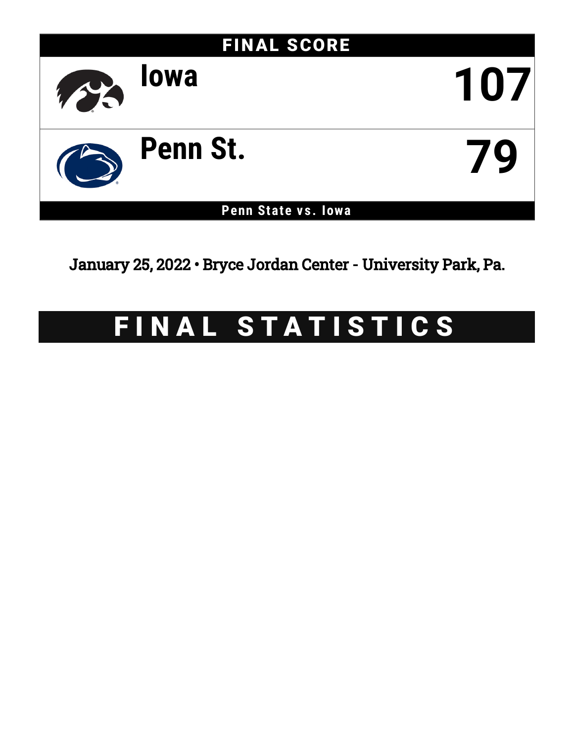# FINAL SCORE

| | |
|---|---|
| Iowa | 107 |
| Penn St. | 79 |

**Penn State vs. Iowa**

January 25, 2022 • Bryce Jordan Center - University Park, Pa.

# FINAL STATISTICS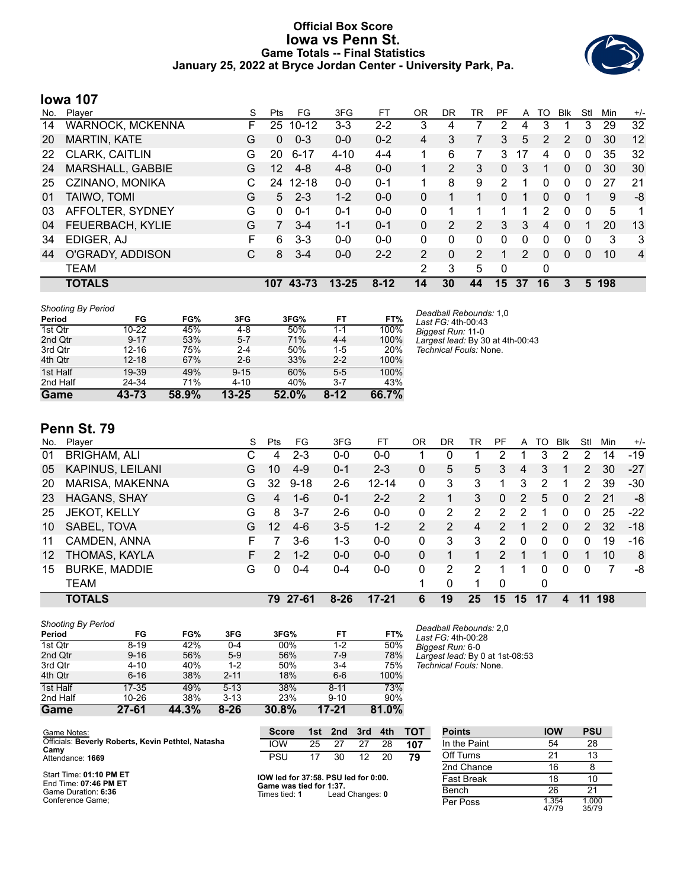# Official Box Score
# Iowa vs Penn St.
## Game Totals -- Final Statistics
## January 25, 2022 at Bryce Jordan Center - University Park, Pa.

## Iowa 107

| No. | Player | S | Pts | FG | 3FG | FT | OR | DR | TR | PF | A | TO | Blk | Stl | Min | +/- |
|---|---|---|---|---|---|---|---|---|---|---|---|---|---|---|---|---|
| 14 | WARNOCK, MCKENNA | F | 25 | 10-12 | 3-3 | 2-2 | 3 | 4 | 7 | 2 | 4 | 3 | 1 | 3 | 29 | 32 |
| 20 | MARTIN, KATE | G | 0 | 0-3 | 0-0 | 0-2 | 4 | 3 | 7 | 3 | 5 | 2 | 2 | 0 | 30 | 12 |
| 22 | CLARK, CAITLIN | G | 20 | 6-17 | 4-10 | 4-4 | 1 | 6 | 7 | 3 | 17 | 4 | 0 | 0 | 35 | 32 |
| 24 | MARSHALL, GABBIE | G | 12 | 4-8 | 4-8 | 0-0 | 1 | 2 | 3 | 0 | 3 | 1 | 0 | 0 | 30 | 30 |
| 25 | CZINANO, MONIKA | C | 24 | 12-18 | 0-0 | 0-1 | 1 | 8 | 9 | 2 | 1 | 0 | 0 | 0 | 27 | 21 |
| 01 | TAIWO, TOMI | G | 5 | 2-3 | 1-2 | 0-0 | 0 | 1 | 1 | 0 | 1 | 0 | 0 | 1 | 9 | -8 |
| 03 | AFFOLTER, SYDNEY | G | 0 | 0-1 | 0-1 | 0-0 | 0 | 1 | 1 | 1 | 1 | 2 | 0 | 0 | 5 | 1 |
| 04 | FEUERBACH, KYLIE | G | 7 | 3-4 | 1-1 | 0-1 | 0 | 2 | 2 | 3 | 3 | 4 | 0 | 1 | 20 | 13 |
| 34 | EDIGER, AJ | F | 6 | 3-3 | 0-0 | 0-0 | 0 | 0 | 0 | 0 | 0 | 0 | 0 | 0 | 3 | 3 |
| 44 | O'GRADY, ADDISON | C | 8 | 3-4 | 0-0 | 2-2 | 2 | 0 | 2 | 1 | 2 | 0 | 0 | 0 | 10 | 4 |
| | TEAM | | | | | | 2 | 3 | 5 | 0 | | 0 | | | | |
| | **TOTALS** | | **107** | **43-73** | **13-25** | **8-12** | **14** | **30** | **44** | **15** | **37** | **16** | **3** | **5** | **198** | |

*Shooting By Period*

| Period | FG | FG% | 3FG | 3FG% | FT | FT% |
|---|---|---|---|---|---|---|
| 1st Qtr | 10-22 | 45% | 4-8 | 50% | 1-1 | 100% |
| 2nd Qtr | 9-17 | 53% | 5-7 | 71% | 4-4 | 100% |
| 3rd Qtr | 12-16 | 75% | 2-4 | 50% | 1-5 | 20% |
| 4th Qtr | 12-18 | 67% | 2-6 | 33% | 2-2 | 100% |
| 1st Half | 19-39 | 49% | 9-15 | 60% | 5-5 | 100% |
| 2nd Half | 24-34 | 71% | 4-10 | 40% | 3-7 | 43% |
| **Game** | **43-73** | **58.9%** | **13-25** | **52.0%** | **8-12** | **66.7%** |

*Deadball Rebounds:* 1,0
*Last FG:* 4th-00:43
*Biggest Run:* 11-0
*Largest lead:* By 30 at 4th-00:43
*Technical Fouls:* None.

## Penn St. 79

| No. | Player | S | Pts | FG | 3FG | FT | OR | DR | TR | PF | A | TO | Blk | Stl | Min | +/- |
|---|---|---|---|---|---|---|---|---|---|---|---|---|---|---|---|---|
| 01 | BRIGHAM, ALI | C | 4 | 2-3 | 0-0 | 0-0 | 1 | 0 | 1 | 2 | 1 | 3 | 2 | 2 | 14 | -19 |
| 05 | KAPINUS, LEILANI | G | 10 | 4-9 | 0-1 | 2-3 | 0 | 5 | 5 | 3 | 4 | 3 | 1 | 2 | 30 | -27 |
| 20 | MARISA, MAKENNA | G | 32 | 9-18 | 2-6 | 12-14 | 0 | 3 | 3 | 1 | 3 | 2 | 1 | 2 | 39 | -30 |
| 23 | HAGANS, SHAY | G | 4 | 1-6 | 0-1 | 2-2 | 2 | 1 | 3 | 0 | 2 | 5 | 0 | 2 | 21 | -8 |
| 25 | JEKOT, KELLY | G | 8 | 3-7 | 2-6 | 0-0 | 0 | 2 | 2 | 2 | 2 | 1 | 0 | 0 | 25 | -22 |
| 10 | SABEL, TOVA | G | 12 | 4-6 | 3-5 | 1-2 | 2 | 2 | 4 | 2 | 1 | 2 | 0 | 2 | 32 | -18 |
| 11 | CAMDEN, ANNA | F | 7 | 3-6 | 1-3 | 0-0 | 0 | 3 | 3 | 2 | 0 | 0 | 0 | 0 | 19 | -16 |
| 12 | THOMAS, KAYLA | F | 2 | 1-2 | 0-0 | 0-0 | 0 | 1 | 1 | 2 | 1 | 1 | 0 | 1 | 10 | 8 |
| 15 | BURKE, MADDIE | G | 0 | 0-4 | 0-4 | 0-0 | 0 | 2 | 2 | 1 | 1 | 0 | 0 | 0 | 7 | -8 |
| | TEAM | | | | | | 1 | 0 | 1 | 0 | | 0 | | | | |
| | **TOTALS** | | **79** | **27-61** | **8-26** | **17-21** | **6** | **19** | **25** | **15** | **15** | **17** | **4** | **11** | **198** | |

*Shooting By Period*

| Period | FG | FG% | 3FG | 3FG% | FT | FT% |
|---|---|---|---|---|---|---|
| 1st Qtr | 8-19 | 42% | 0-4 | 00% | 1-2 | 50% |
| 2nd Qtr | 9-16 | 56% | 5-9 | 56% | 7-9 | 78% |
| 3rd Qtr | 4-10 | 40% | 1-2 | 50% | 3-4 | 75% |
| 4th Qtr | 6-16 | 38% | 2-11 | 18% | 6-6 | 100% |
| 1st Half | 17-35 | 49% | 5-13 | 38% | 8-11 | 73% |
| 2nd Half | 10-26 | 38% | 3-13 | 23% | 9-10 | 90% |
| **Game** | **27-61** | **44.3%** | **8-26** | **30.8%** | **17-21** | **81.0%** |

*Deadball Rebounds:* 2,0
*Last FG:* 4th-00:28
*Biggest Run:* 6-0
*Largest lead:* By 0 at 1st-08:53
*Technical Fouls:* None.

Game Notes:
Officials: **Beverly Roberts, Kevin Pethtel, Natasha Camy**
Attendance: **1669**

Start Time: **01:10 PM ET**
End Time: **07:46 PM ET**
Game Duration: **6:36**
Conference Game;

| Score | 1st | 2nd | 3rd | 4th | TOT |
|---|---|---|---|---|---|
| IOW | 25 | 27 | 27 | 28 | **107** |
| PSU | 17 | 30 | 12 | 20 | **79** |

**IOW led for 37:58. PSU led for 0:00.**
**Game was tied for 1:37.**
Times tied: **1** Lead Changes: **0**

| Points | IOW | PSU |
|---|---|---|
| In the Paint | 54 | 28 |
| Off Turns | 21 | 13 |
| 2nd Chance | 16 | 8 |
| Fast Break | 18 | 10 |
| Bench | 26 | 21 |
| Per Poss | 1.354 47/79 | 1.000 35/79 |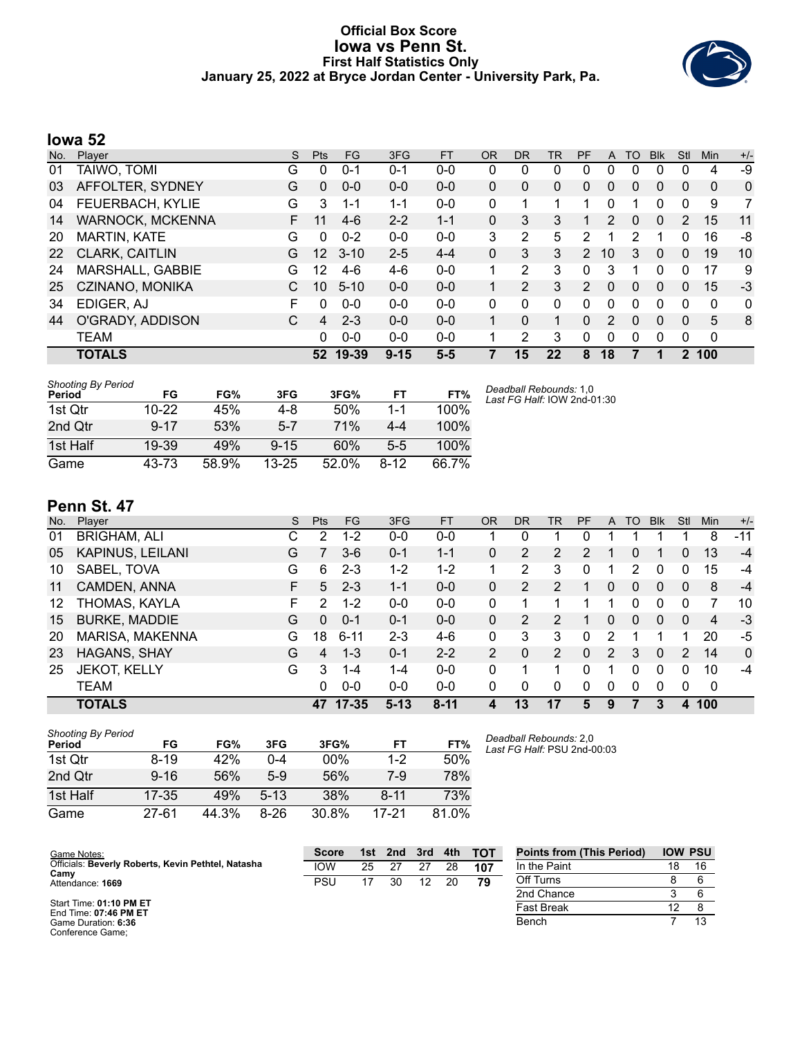# Official Box Score
## Iowa vs Penn St.
### First Half Statistics Only
### January 25, 2022 at Bryce Jordan Center - University Park, Pa.

## Iowa 52

| No. | Player | S | Pts | FG | 3FG | FT | OR | DR | TR | PF | A | TO | Blk | Stl | Min | +/- |
|---|---|---|---|---|---|---|---|---|---|---|---|---|---|---|---|---|
| 01 | TAIWO, TOMI | G | 0 | 0-1 | 0-1 | 0-0 | 0 | 0 | 0 | 0 | 0 | 0 | 0 | 0 | 4 | -9 |
| 03 | AFFOLTER, SYDNEY | G | 0 | 0-0 | 0-0 | 0-0 | 0 | 0 | 0 | 0 | 0 | 0 | 0 | 0 | 0 | 0 |
| 04 | FEUERBACH, KYLIE | G | 3 | 1-1 | 1-1 | 0-0 | 0 | 1 | 1 | 1 | 0 | 1 | 0 | 0 | 9 | 7 |
| 14 | WARNOCK, MCKENNA | F | 11 | 4-6 | 2-2 | 1-1 | 0 | 3 | 3 | 1 | 2 | 0 | 0 | 2 | 15 | 11 |
| 20 | MARTIN, KATE | G | 0 | 0-2 | 0-0 | 0-0 | 3 | 2 | 5 | 2 | 1 | 2 | 1 | 0 | 16 | -8 |
| 22 | CLARK, CAITLIN | G | 12 | 3-10 | 2-5 | 4-4 | 0 | 3 | 3 | 2 | 10 | 3 | 0 | 0 | 19 | 10 |
| 24 | MARSHALL, GABBIE | G | 12 | 4-6 | 4-6 | 0-0 | 1 | 2 | 3 | 0 | 3 | 1 | 0 | 0 | 17 | 9 |
| 25 | CZINANO, MONIKA | C | 10 | 5-10 | 0-0 | 0-0 | 1 | 2 | 3 | 2 | 0 | 0 | 0 | 0 | 15 | -3 |
| 34 | EDIGER, AJ | F | 0 | 0-0 | 0-0 | 0-0 | 0 | 0 | 0 | 0 | 0 | 0 | 0 | 0 | 0 | 0 |
| 44 | O'GRADY, ADDISON | C | 4 | 2-3 | 0-0 | 0-0 | 1 | 0 | 1 | 0 | 2 | 0 | 0 | 0 | 5 | 8 |
| | TEAM | | 0 | 0-0 | 0-0 | 0-0 | 1 | 2 | 3 | 0 | 0 | 0 | 0 | 0 | 0 | |
| | **TOTALS** | | **52** | **19-39** | **9-15** | **5-5** | **7** | **15** | **22** | **8** | **18** | **7** | **1** | **2** | **100** | |

*Shooting By Period*

| Period | FG | FG% | 3FG | 3FG% | FT | FT% |
|---|---|---|---|---|---|---|
| 1st Qtr | 10-22 | 45% | 4-8 | 50% | 1-1 | 100% |
| 2nd Qtr | 9-17 | 53% | 5-7 | 71% | 4-4 | 100% |
| 1st Half | 19-39 | 49% | 9-15 | 60% | 5-5 | 100% |
| Game | 43-73 | 58.9% | 13-25 | 52.0% | 8-12 | 66.7% |

*Deadball Rebounds:* 1,0
*Last FG Half:* IOW 2nd-01:30

## Penn St. 47

| No. | Player | S | Pts | FG | 3FG | FT | OR | DR | TR | PF | A | TO | Blk | Stl | Min | +/- |
|---|---|---|---|---|---|---|---|---|---|---|---|---|---|---|---|---|
| 01 | BRIGHAM, ALI | C | 2 | 1-2 | 0-0 | 0-0 | 1 | 0 | 1 | 0 | 1 | 1 | 1 | 1 | 8 | -11 |
| 05 | KAPINUS, LEILANI | G | 7 | 3-6 | 0-1 | 1-1 | 0 | 2 | 2 | 2 | 1 | 0 | 1 | 0 | 13 | -4 |
| 10 | SABEL, TOVA | G | 6 | 2-3 | 1-2 | 1-2 | 1 | 2 | 3 | 0 | 1 | 2 | 0 | 0 | 15 | -4 |
| 11 | CAMDEN, ANNA | F | 5 | 2-3 | 1-1 | 0-0 | 0 | 2 | 2 | 1 | 0 | 0 | 0 | 0 | 8 | -4 |
| 12 | THOMAS, KAYLA | F | 2 | 1-2 | 0-0 | 0-0 | 0 | 1 | 1 | 1 | 1 | 0 | 0 | 0 | 7 | 10 |
| 15 | BURKE, MADDIE | G | 0 | 0-1 | 0-1 | 0-0 | 0 | 2 | 2 | 1 | 0 | 0 | 0 | 0 | 4 | -3 |
| 20 | MARISA, MAKENNA | G | 18 | 6-11 | 2-3 | 4-6 | 0 | 3 | 3 | 0 | 2 | 1 | 1 | 1 | 20 | -5 |
| 23 | HAGANS, SHAY | G | 4 | 1-3 | 0-1 | 2-2 | 2 | 0 | 2 | 0 | 2 | 3 | 0 | 2 | 14 | 0 |
| 25 | JEKOT, KELLY | G | 3 | 1-4 | 1-4 | 0-0 | 0 | 1 | 1 | 0 | 1 | 0 | 0 | 0 | 10 | -4 |
| | TEAM | | 0 | 0-0 | 0-0 | 0-0 | 0 | 0 | 0 | 0 | 0 | 0 | 0 | 0 | 0 | |
| | **TOTALS** | | **47** | **17-35** | **5-13** | **8-11** | **4** | **13** | **17** | **5** | **9** | **7** | **3** | **4** | **100** | |

*Shooting By Period*

| Period | FG | FG% | 3FG | 3FG% | FT | FT% |
|---|---|---|---|---|---|---|
| 1st Qtr | 8-19 | 42% | 0-4 | 00% | 1-2 | 50% |
| 2nd Qtr | 9-16 | 56% | 5-9 | 56% | 7-9 | 78% |
| 1st Half | 17-35 | 49% | 5-13 | 38% | 8-11 | 73% |
| Game | 27-61 | 44.3% | 8-26 | 30.8% | 17-21 | 81.0% |

*Deadball Rebounds:* 2,0
*Last FG Half:* PSU 2nd-00:03

Game Notes:
Officials: **Beverly Roberts, Kevin Pethtel, Natasha Camy**
Attendance: **1669**

Start Time: **01:10 PM ET**
End Time: **07:46 PM ET**
Game Duration: **6:36**
Conference Game;

| Score | 1st | 2nd | 3rd | 4th | TOT |
|---|---|---|---|---|---|
| IOW | 25 | 27 | 27 | 28 | **107** |
| PSU | 17 | 30 | 12 | 20 | **79** |

| Points from (This Period) | IOW | PSU |
|---|---|---|
| In the Paint | 18 | 16 |
| Off Turns | 8 | 6 |
| 2nd Chance | 3 | 6 |
| Fast Break | 12 | 8 |
| Bench | 7 | 13 |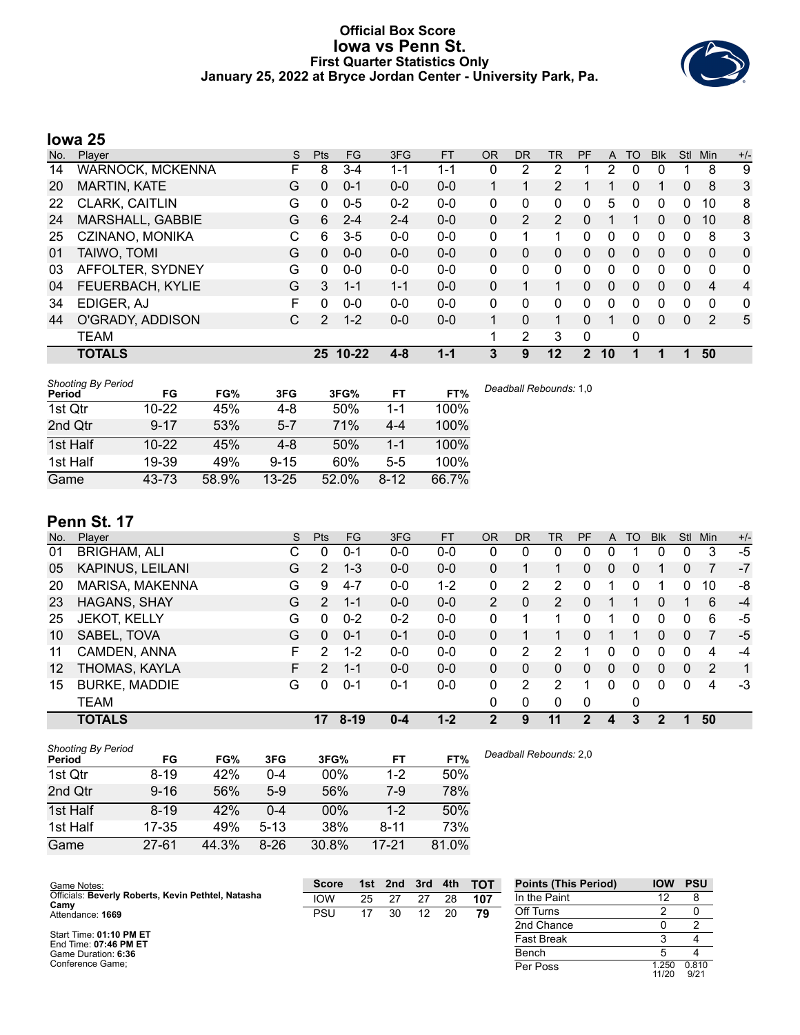# Official Box Score
## Iowa vs Penn St.
### First Quarter Statistics Only
### January 25, 2022 at Bryce Jordan Center - University Park, Pa.

## Iowa 25

| No. | Player | S | Pts | FG | 3FG | FT | OR | DR | TR | PF | A | TO | Blk | Stl | Min | +/- |
|---|---|---|---|---|---|---|---|---|---|---|---|---|---|---|---|---|
| 14 | WARNOCK, MCKENNA | F | 8 | 3-4 | 1-1 | 1-1 | 0 | 2 | 2 | 1 | 2 | 0 | 0 | 1 | 8 | 9 |
| 20 | MARTIN, KATE | G | 0 | 0-1 | 0-0 | 0-0 | 1 | 1 | 2 | 1 | 1 | 0 | 1 | 0 | 8 | 3 |
| 22 | CLARK, CAITLIN | G | 0 | 0-5 | 0-2 | 0-0 | 0 | 0 | 0 | 0 | 5 | 0 | 0 | 0 | 10 | 8 |
| 24 | MARSHALL, GABBIE | G | 6 | 2-4 | 2-4 | 0-0 | 0 | 2 | 2 | 0 | 1 | 1 | 0 | 0 | 10 | 8 |
| 25 | CZINANO, MONIKA | C | 6 | 3-5 | 0-0 | 0-0 | 0 | 1 | 1 | 0 | 0 | 0 | 0 | 0 | 8 | 3 |
| 01 | TAIWO, TOMI | G | 0 | 0-0 | 0-0 | 0-0 | 0 | 0 | 0 | 0 | 0 | 0 | 0 | 0 | 0 | 0 |
| 03 | AFFOLTER, SYDNEY | G | 0 | 0-0 | 0-0 | 0-0 | 0 | 0 | 0 | 0 | 0 | 0 | 0 | 0 | 0 | 0 |
| 04 | FEUERBACH, KYLIE | G | 3 | 1-1 | 1-1 | 0-0 | 0 | 1 | 1 | 0 | 0 | 0 | 0 | 0 | 4 | 4 |
| 34 | EDIGER, AJ | F | 0 | 0-0 | 0-0 | 0-0 | 0 | 0 | 0 | 0 | 0 | 0 | 0 | 0 | 0 | 0 |
| 44 | O'GRADY, ADDISON | C | 2 | 1-2 | 0-0 | 0-0 | 1 | 0 | 1 | 0 | 1 | 0 | 0 | 0 | 2 | 5 |
| | TEAM | | | | | | 1 | 2 | 3 | 0 | | 0 | | | | |
| | **TOTALS** | | **25** | **10-22** | **4-8** | **1-1** | **3** | **9** | **12** | **2** | **10** | **1** | **1** | **1** | **50** | |

*Shooting By Period*

| Period | FG | FG% | 3FG | 3FG% | FT | FT% |
|---|---|---|---|---|---|---|
| 1st Qtr | 10-22 | 45% | 4-8 | 50% | 1-1 | 100% |
| 2nd Qtr | 9-17 | 53% | 5-7 | 71% | 4-4 | 100% |
| 1st Half | 10-22 | 45% | 4-8 | 50% | 1-1 | 100% |
| 1st Half | 19-39 | 49% | 9-15 | 60% | 5-5 | 100% |
| Game | 43-73 | 58.9% | 13-25 | 52.0% | 8-12 | 66.7% |

*Deadball Rebounds:* 1,0

## Penn St. 17

| No. | Player | S | Pts | FG | 3FG | FT | OR | DR | TR | PF | A | TO | Blk | Stl | Min | +/- |
|---|---|---|---|---|---|---|---|---|---|---|---|---|---|---|---|---|
| 01 | BRIGHAM, ALI | C | 0 | 0-1 | 0-0 | 0-0 | 0 | 0 | 0 | 0 | 0 | 1 | 0 | 0 | 3 | -5 |
| 05 | KAPINUS, LEILANI | G | 2 | 1-3 | 0-0 | 0-0 | 0 | 1 | 1 | 0 | 0 | 0 | 1 | 0 | 7 | -7 |
| 20 | MARISA, MAKENNA | G | 9 | 4-7 | 0-0 | 1-2 | 0 | 2 | 2 | 0 | 1 | 0 | 1 | 0 | 10 | -8 |
| 23 | HAGANS, SHAY | G | 2 | 1-1 | 0-0 | 0-0 | 2 | 0 | 2 | 0 | 1 | 1 | 0 | 1 | 6 | -4 |
| 25 | JEKOT, KELLY | G | 0 | 0-2 | 0-2 | 0-0 | 0 | 1 | 1 | 0 | 1 | 0 | 0 | 0 | 6 | -5 |
| 10 | SABEL, TOVA | G | 0 | 0-1 | 0-1 | 0-0 | 0 | 1 | 1 | 0 | 1 | 1 | 0 | 0 | 7 | -5 |
| 11 | CAMDEN, ANNA | F | 2 | 1-2 | 0-0 | 0-0 | 0 | 2 | 2 | 1 | 0 | 0 | 0 | 0 | 4 | -4 |
| 12 | THOMAS, KAYLA | F | 2 | 1-1 | 0-0 | 0-0 | 0 | 0 | 0 | 0 | 0 | 0 | 0 | 0 | 2 | 1 |
| 15 | BURKE, MADDIE | G | 0 | 0-1 | 0-1 | 0-0 | 0 | 2 | 2 | 1 | 0 | 0 | 0 | 0 | 4 | -3 |
| | TEAM | | | | | | 0 | 0 | 0 | 0 | | 0 | | | | |
| | **TOTALS** | | **17** | **8-19** | **0-4** | **1-2** | **2** | **9** | **11** | **2** | **4** | **3** | **2** | **1** | **50** | |

*Shooting By Period*

| Period | FG | FG% | 3FG | 3FG% | FT | FT% |
|---|---|---|---|---|---|---|
| 1st Qtr | 8-19 | 42% | 0-4 | 00% | 1-2 | 50% |
| 2nd Qtr | 9-16 | 56% | 5-9 | 56% | 7-9 | 78% |
| 1st Half | 8-19 | 42% | 0-4 | 00% | 1-2 | 50% |
| 1st Half | 17-35 | 49% | 5-13 | 38% | 8-11 | 73% |
| Game | 27-61 | 44.3% | 8-26 | 30.8% | 17-21 | 81.0% |

*Deadball Rebounds:* 2,0

Game Notes:
Officials: **Beverly Roberts, Kevin Pethtel, Natasha Camy**
Attendance: **1669**

Start Time: **01:10 PM ET**
End Time: **07:46 PM ET**
Game Duration: **6:36**
Conference Game;

| Score | 1st | 2nd | 3rd | 4th | TOT |
|---|---|---|---|---|---|
| IOW | 25 | 27 | 27 | 28 | **107** |
| PSU | 17 | 30 | 12 | 20 | **79** |

| Points (This Period) | IOW | PSU |
|---|---|---|
| In the Paint | 12 | 8 |
| Off Turns | 2 | 0 |
| 2nd Chance | 0 | 2 |
| Fast Break | 3 | 4 |
| Bench | 5 | 4 |
| Per Poss | 1.250 11/20 | 0.810 9/21 |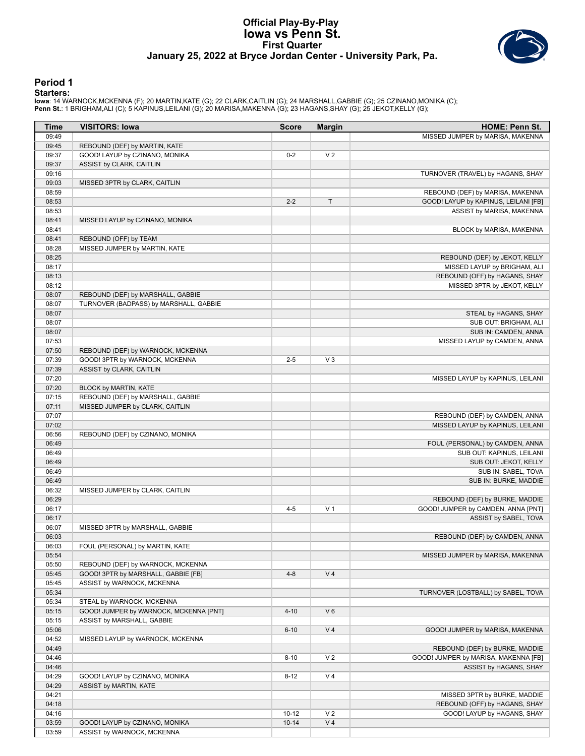# Official Play-By-Play
# Iowa vs Penn St.
## First Quarter
### January 25, 2022 at Bryce Jordan Center - University Park, Pa.

## Period 1

**Starters:**

**Iowa**: 14 WARNOCK,MCKENNA (F); 20 MARTIN,KATE (G); 22 CLARK,CAITLIN (G); 24 MARSHALL,GABBIE (G); 25 CZINANO,MONIKA (C);
**Penn St.**: 1 BRIGHAM,ALI (C); 5 KAPINUS,LEILANI (G); 20 MARISA,MAKENNA (G); 23 HAGANS,SHAY (G); 25 JEKOT,KELLY (G);

| Time | VISITORS: Iowa | Score | Margin | HOME: Penn St. |
|---|---|---|---|---|
| 09:49 | | | | MISSED JUMPER by MARISA, MAKENNA |
| 09:45 | REBOUND (DEF) by MARTIN, KATE | | | |
| 09:37 | GOOD! LAYUP by CZINANO, MONIKA | 0-2 | V 2 | |
| 09:37 | ASSIST by CLARK, CAITLIN | | | |
| 09:16 | | | | TURNOVER (TRAVEL) by HAGANS, SHAY |
| 09:03 | MISSED 3PTR by CLARK, CAITLIN | | | |
| 08:59 | | | | REBOUND (DEF) by MARISA, MAKENNA |
| 08:53 | | 2-2 | T | GOOD! LAYUP by KAPINUS, LEILANI [FB] |
| 08:53 | | | | ASSIST by MARISA, MAKENNA |
| 08:41 | MISSED LAYUP by CZINANO, MONIKA | | | |
| 08:41 | | | | BLOCK by MARISA, MAKENNA |
| 08:41 | REBOUND (OFF) by TEAM | | | |
| 08:28 | MISSED JUMPER by MARTIN, KATE | | | |
| 08:25 | | | | REBOUND (DEF) by JEKOT, KELLY |
| 08:17 | | | | MISSED LAYUP by BRIGHAM, ALI |
| 08:13 | | | | REBOUND (OFF) by HAGANS, SHAY |
| 08:12 | | | | MISSED 3PTR by JEKOT, KELLY |
| 08:07 | REBOUND (DEF) by MARSHALL, GABBIE | | | |
| 08:07 | TURNOVER (BADPASS) by MARSHALL, GABBIE | | | |
| 08:07 | | | | STEAL by HAGANS, SHAY |
| 08:07 | | | | SUB OUT: BRIGHAM, ALI |
| 08:07 | | | | SUB IN: CAMDEN, ANNA |
| 07:53 | | | | MISSED LAYUP by CAMDEN, ANNA |
| 07:50 | REBOUND (DEF) by WARNOCK, MCKENNA | | | |
| 07:39 | GOOD! 3PTR by WARNOCK, MCKENNA | 2-5 | V 3 | |
| 07:39 | ASSIST by CLARK, CAITLIN | | | |
| 07:20 | | | | MISSED LAYUP by KAPINUS, LEILANI |
| 07:20 | BLOCK by MARTIN, KATE | | | |
| 07:15 | REBOUND (DEF) by MARSHALL, GABBIE | | | |
| 07:11 | MISSED JUMPER by CLARK, CAITLIN | | | |
| 07:07 | | | | REBOUND (DEF) by CAMDEN, ANNA |
| 07:02 | | | | MISSED LAYUP by KAPINUS, LEILANI |
| 06:56 | REBOUND (DEF) by CZINANO, MONIKA | | | |
| 06:49 | | | | FOUL (PERSONAL) by CAMDEN, ANNA |
| 06:49 | | | | SUB OUT: KAPINUS, LEILANI |
| 06:49 | | | | SUB OUT: JEKOT, KELLY |
| 06:49 | | | | SUB IN: SABEL, TOVA |
| 06:49 | | | | SUB IN: BURKE, MADDIE |
| 06:32 | MISSED JUMPER by CLARK, CAITLIN | | | |
| 06:29 | | | | REBOUND (DEF) by BURKE, MADDIE |
| 06:17 | | 4-5 | V 1 | GOOD! JUMPER by CAMDEN, ANNA [PNT] |
| 06:17 | | | | ASSIST by SABEL, TOVA |
| 06:07 | MISSED 3PTR by MARSHALL, GABBIE | | | |
| 06:03 | | | | REBOUND (DEF) by CAMDEN, ANNA |
| 06:03 | FOUL (PERSONAL) by MARTIN, KATE | | | |
| 05:54 | | | | MISSED JUMPER by MARISA, MAKENNA |
| 05:50 | REBOUND (DEF) by WARNOCK, MCKENNA | | | |
| 05:45 | GOOD! 3PTR by MARSHALL, GABBIE [FB] | 4-8 | V 4 | |
| 05:45 | ASSIST by WARNOCK, MCKENNA | | | |
| 05:34 | | | | TURNOVER (LOSTBALL) by SABEL, TOVA |
| 05:34 | STEAL by WARNOCK, MCKENNA | | | |
| 05:15 | GOOD! JUMPER by WARNOCK, MCKENNA [PNT] | 4-10 | V 6 | |
| 05:15 | ASSIST by MARSHALL, GABBIE | | | |
| 05:06 | | 6-10 | V 4 | GOOD! JUMPER by MARISA, MAKENNA |
| 04:52 | MISSED LAYUP by WARNOCK, MCKENNA | | | |
| 04:49 | | | | REBOUND (DEF) by BURKE, MADDIE |
| 04:46 | | 8-10 | V 2 | GOOD! JUMPER by MARISA, MAKENNA [FB] |
| 04:46 | | | | ASSIST by HAGANS, SHAY |
| 04:29 | GOOD! LAYUP by CZINANO, MONIKA | 8-12 | V 4 | |
| 04:29 | ASSIST by MARTIN, KATE | | | |
| 04:21 | | | | MISSED 3PTR by BURKE, MADDIE |
| 04:18 | | | | REBOUND (OFF) by HAGANS, SHAY |
| 04:16 | | 10-12 | V 2 | GOOD! LAYUP by HAGANS, SHAY |
| 03:59 | GOOD! LAYUP by CZINANO, MONIKA | 10-14 | V 4 | |
| 03:59 | ASSIST by WARNOCK, MCKENNA | | | |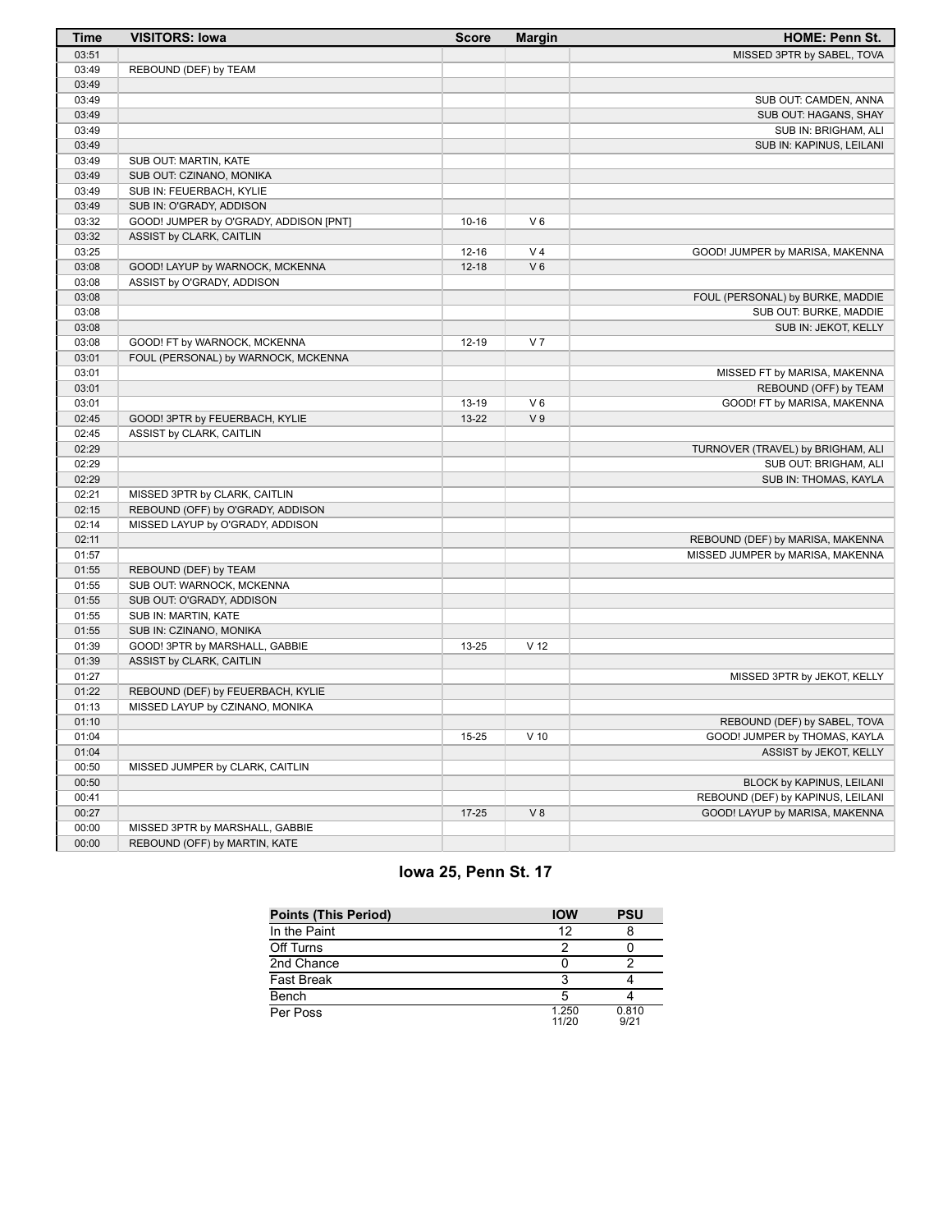| Time | VISITORS: Iowa | Score | Margin | HOME: Penn St. |
| --- | --- | --- | --- | --- |
| 03:51 | | | | MISSED 3PTR by SABEL, TOVA |
| 03:49 | REBOUND (DEF) by TEAM | | | |
| 03:49 | | | | |
| 03:49 | | | | SUB OUT: CAMDEN, ANNA |
| 03:49 | | | | SUB OUT: HAGANS, SHAY |
| 03:49 | | | | SUB IN: BRIGHAM, ALI |
| 03:49 | | | | SUB IN: KAPINUS, LEILANI |
| 03:49 | SUB OUT: MARTIN, KATE | | | |
| 03:49 | SUB OUT: CZINANO, MONIKA | | | |
| 03:49 | SUB IN: FEUERBACH, KYLIE | | | |
| 03:49 | SUB IN: O'GRADY, ADDISON | | | |
| 03:32 | GOOD! JUMPER by O'GRADY, ADDISON [PNT] | 10-16 | V 6 | |
| 03:32 | ASSIST by CLARK, CAITLIN | | | |
| 03:25 | | 12-16 | V 4 | GOOD! JUMPER by MARISA, MAKENNA |
| 03:08 | GOOD! LAYUP by WARNOCK, MCKENNA | 12-18 | V 6 | |
| 03:08 | ASSIST by O'GRADY, ADDISON | | | |
| 03:08 | | | | FOUL (PERSONAL) by BURKE, MADDIE |
| 03:08 | | | | SUB OUT: BURKE, MADDIE |
| 03:08 | | | | SUB IN: JEKOT, KELLY |
| 03:08 | GOOD! FT by WARNOCK, MCKENNA | 12-19 | V 7 | |
| 03:01 | FOUL (PERSONAL) by WARNOCK, MCKENNA | | | |
| 03:01 | | | | MISSED FT by MARISA, MAKENNA |
| 03:01 | | | | REBOUND (OFF) by TEAM |
| 03:01 | | 13-19 | V 6 | GOOD! FT by MARISA, MAKENNA |
| 02:45 | GOOD! 3PTR by FEUERBACH, KYLIE | 13-22 | V 9 | |
| 02:45 | ASSIST by CLARK, CAITLIN | | | |
| 02:29 | | | | TURNOVER (TRAVEL) by BRIGHAM, ALI |
| 02:29 | | | | SUB OUT: BRIGHAM, ALI |
| 02:29 | | | | SUB IN: THOMAS, KAYLA |
| 02:21 | MISSED 3PTR by CLARK, CAITLIN | | | |
| 02:15 | REBOUND (OFF) by O'GRADY, ADDISON | | | |
| 02:14 | MISSED LAYUP by O'GRADY, ADDISON | | | |
| 02:11 | | | | REBOUND (DEF) by MARISA, MAKENNA |
| 01:57 | | | | MISSED JUMPER by MARISA, MAKENNA |
| 01:55 | REBOUND (DEF) by TEAM | | | |
| 01:55 | SUB OUT: WARNOCK, MCKENNA | | | |
| 01:55 | SUB OUT: O'GRADY, ADDISON | | | |
| 01:55 | SUB IN: MARTIN, KATE | | | |
| 01:55 | SUB IN: CZINANO, MONIKA | | | |
| 01:39 | GOOD! 3PTR by MARSHALL, GABBIE | 13-25 | V 12 | |
| 01:39 | ASSIST by CLARK, CAITLIN | | | |
| 01:27 | | | | MISSED 3PTR by JEKOT, KELLY |
| 01:22 | REBOUND (DEF) by FEUERBACH, KYLIE | | | |
| 01:13 | MISSED LAYUP by CZINANO, MONIKA | | | |
| 01:10 | | | | REBOUND (DEF) by SABEL, TOVA |
| 01:04 | | 15-25 | V 10 | GOOD! JUMPER by THOMAS, KAYLA |
| 01:04 | | | | ASSIST by JEKOT, KELLY |
| 00:50 | MISSED JUMPER by CLARK, CAITLIN | | | |
| 00:50 | | | | BLOCK by KAPINUS, LEILANI |
| 00:41 | | | | REBOUND (DEF) by KAPINUS, LEILANI |
| 00:27 | | 17-25 | V 8 | GOOD! LAYUP by MARISA, MAKENNA |
| 00:00 | MISSED 3PTR by MARSHALL, GABBIE | | | |
| 00:00 | REBOUND (OFF) by MARTIN, KATE | | | |

## Iowa 25, Penn St. 17

| Points (This Period) | IOW | PSU |
| --- | --- | --- |
| In the Paint | 12 | 8 |
| Off Turns | 2 | 0 |
| 2nd Chance | 0 | 2 |
| Fast Break | 3 | 4 |
| Bench | 5 | 4 |
| Per Poss | 1.250 11/20 | 0.810 9/21 |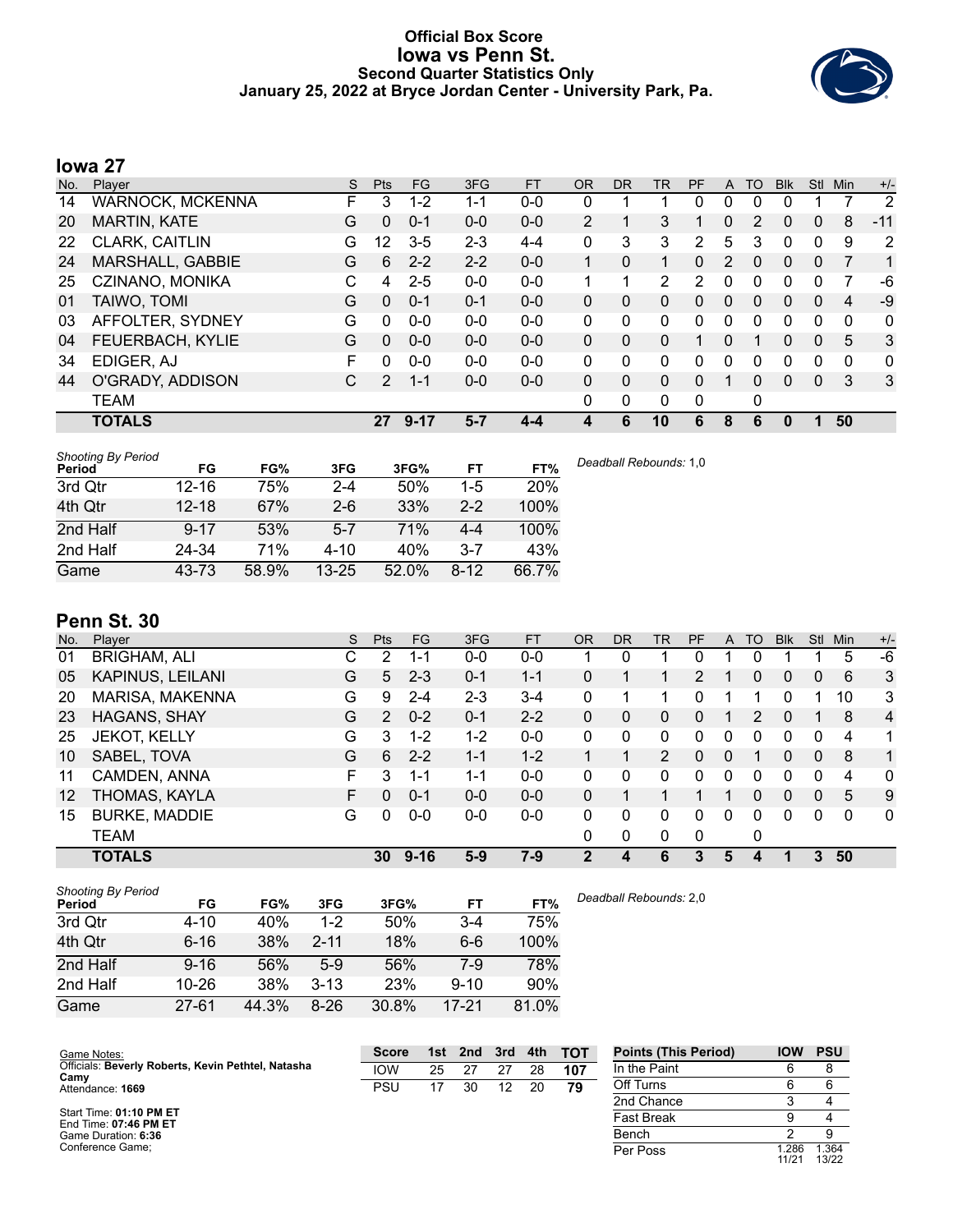# Official Box Score
# Iowa vs Penn St.
## Second Quarter Statistics Only
### January 25, 2022 at Bryce Jordan Center - University Park, Pa.

## Iowa 27

| No. | Player | S | Pts | FG | 3FG | FT | OR | DR | TR | PF | A | TO | Blk | Stl | Min | +/- |
|---|---|---|---|---|---|---|---|---|---|---|---|---|---|---|---|---|
| 14 | WARNOCK, MCKENNA | F | 3 | 1-2 | 1-1 | 0-0 | 0 | 1 | 1 | 0 | 0 | 0 | 0 | 1 | 7 | 2 |
| 20 | MARTIN, KATE | G | 0 | 0-1 | 0-0 | 0-0 | 2 | 1 | 3 | 1 | 0 | 2 | 0 | 0 | 8 | -11 |
| 22 | CLARK, CAITLIN | G | 12 | 3-5 | 2-3 | 4-4 | 0 | 3 | 3 | 2 | 5 | 3 | 0 | 0 | 9 | 2 |
| 24 | MARSHALL, GABBIE | G | 6 | 2-2 | 2-2 | 0-0 | 1 | 0 | 1 | 0 | 2 | 0 | 0 | 0 | 7 | 1 |
| 25 | CZINANO, MONIKA | C | 4 | 2-5 | 0-0 | 0-0 | 1 | 1 | 2 | 2 | 0 | 0 | 0 | 0 | 7 | -6 |
| 01 | TAIWO, TOMI | G | 0 | 0-1 | 0-1 | 0-0 | 0 | 0 | 0 | 0 | 0 | 0 | 0 | 0 | 4 | -9 |
| 03 | AFFOLTER, SYDNEY | G | 0 | 0-0 | 0-0 | 0-0 | 0 | 0 | 0 | 0 | 0 | 0 | 0 | 0 | 0 | 0 |
| 04 | FEUERBACH, KYLIE | G | 0 | 0-0 | 0-0 | 0-0 | 0 | 0 | 0 | 1 | 0 | 1 | 0 | 0 | 5 | 3 |
| 34 | EDIGER, AJ | F | 0 | 0-0 | 0-0 | 0-0 | 0 | 0 | 0 | 0 | 0 | 0 | 0 | 0 | 0 | 0 |
| 44 | O'GRADY, ADDISON | C | 2 | 1-1 | 0-0 | 0-0 | 0 | 0 | 0 | 0 | 1 | 0 | 0 | 0 | 3 | 3 |
| | TEAM | | | | | | 0 | 0 | 0 | 0 | | 0 | | | | |
| | **TOTALS** | | **27** | **9-17** | **5-7** | **4-4** | **4** | **6** | **10** | **6** | **8** | **6** | **0** | **1** | **50** | |

*Shooting By Period*

| Period | FG | FG% | 3FG | 3FG% | FT | FT% |
|---|---|---|---|---|---|---|
| 3rd Qtr | 12-16 | 75% | 2-4 | 50% | 1-5 | 20% |
| 4th Qtr | 12-18 | 67% | 2-6 | 33% | 2-2 | 100% |
| 2nd Half | 9-17 | 53% | 5-7 | 71% | 4-4 | 100% |
| 2nd Half | 24-34 | 71% | 4-10 | 40% | 3-7 | 43% |
| Game | 43-73 | 58.9% | 13-25 | 52.0% | 8-12 | 66.7% |

*Deadball Rebounds:* 1,0

## Penn St. 30

| No. | Player | S | Pts | FG | 3FG | FT | OR | DR | TR | PF | A | TO | Blk | Stl | Min | +/- |
|---|---|---|---|---|---|---|---|---|---|---|---|---|---|---|---|---|
| 01 | BRIGHAM, ALI | C | 2 | 1-1 | 0-0 | 0-0 | 1 | 0 | 1 | 0 | 1 | 0 | 1 | 1 | 5 | -6 |
| 05 | KAPINUS, LEILANI | G | 5 | 2-3 | 0-1 | 1-1 | 0 | 1 | 1 | 2 | 1 | 0 | 0 | 0 | 6 | 3 |
| 20 | MARISA, MAKENNA | G | 9 | 2-4 | 2-3 | 3-4 | 0 | 1 | 1 | 0 | 1 | 1 | 0 | 1 | 10 | 3 |
| 23 | HAGANS, SHAY | G | 2 | 0-2 | 0-1 | 2-2 | 0 | 0 | 0 | 0 | 1 | 2 | 0 | 1 | 8 | 4 |
| 25 | JEKOT, KELLY | G | 3 | 1-2 | 1-2 | 0-0 | 0 | 0 | 0 | 0 | 0 | 0 | 0 | 0 | 4 | 1 |
| 10 | SABEL, TOVA | G | 6 | 2-2 | 1-1 | 1-2 | 1 | 1 | 2 | 0 | 0 | 1 | 0 | 0 | 8 | 1 |
| 11 | CAMDEN, ANNA | F | 3 | 1-1 | 1-1 | 0-0 | 0 | 0 | 0 | 0 | 0 | 0 | 0 | 0 | 4 | 0 |
| 12 | THOMAS, KAYLA | F | 0 | 0-1 | 0-0 | 0-0 | 0 | 1 | 1 | 1 | 1 | 0 | 0 | 0 | 5 | 9 |
| 15 | BURKE, MADDIE | G | 0 | 0-0 | 0-0 | 0-0 | 0 | 0 | 0 | 0 | 0 | 0 | 0 | 0 | 0 | 0 |
| | TEAM | | | | | | 0 | 0 | 0 | 0 | | 0 | | | | |
| | **TOTALS** | | **30** | **9-16** | **5-9** | **7-9** | **2** | **4** | **6** | **3** | **5** | **4** | **1** | **3** | **50** | |

*Shooting By Period*

| Period | FG | FG% | 3FG | 3FG% | FT | FT% |
|---|---|---|---|---|---|---|
| 3rd Qtr | 4-10 | 40% | 1-2 | 50% | 3-4 | 75% |
| 4th Qtr | 6-16 | 38% | 2-11 | 18% | 6-6 | 100% |
| 2nd Half | 9-16 | 56% | 5-9 | 56% | 7-9 | 78% |
| 2nd Half | 10-26 | 38% | 3-13 | 23% | 9-10 | 90% |
| Game | 27-61 | 44.3% | 8-26 | 30.8% | 17-21 | 81.0% |

*Deadball Rebounds:* 2,0

Game Notes:
Officials: **Beverly Roberts, Kevin Pethtel, Natasha Camy**
Attendance: **1669**

Start Time: **01:10 PM ET**
End Time: **07:46 PM ET**
Game Duration: **6:36**
Conference Game;

| Score | 1st | 2nd | 3rd | 4th | TOT |
|---|---|---|---|---|---|
| IOW | 25 | 27 | 27 | 28 | 107 |
| PSU | 17 | 30 | 12 | 20 | 79 |

| Points (This Period) | IOW | PSU |
|---|---|---|
| In the Paint | 6 | 8 |
| Off Turns | 6 | 6 |
| 2nd Chance | 3 | 4 |
| Fast Break | 9 | 4 |
| Bench | 2 | 9 |
| Per Poss | 1.286 11/21 | 1.364 13/22 |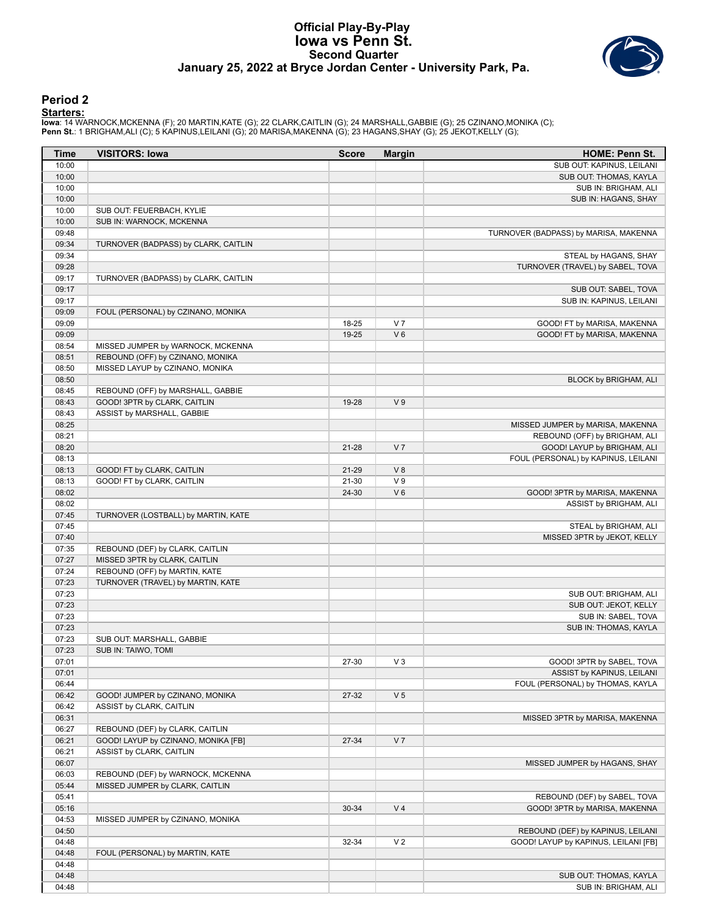# Official Play-By-Play
# Iowa vs Penn St.
## Second Quarter
### January 25, 2022 at Bryce Jordan Center - University Park, Pa.

## Period 2

**Starters:**

**Iowa**: 14 WARNOCK,MCKENNA (F); 20 MARTIN,KATE (G); 22 CLARK,CAITLIN (G); 24 MARSHALL,GABBIE (G); 25 CZINANO,MONIKA (C);
**Penn St.**: 1 BRIGHAM,ALI (C); 5 KAPINUS,LEILANI (G); 20 MARISA,MAKENNA (G); 23 HAGANS,SHAY (G); 25 JEKOT,KELLY (G);

| Time | VISITORS: Iowa | Score | Margin | HOME: Penn St. |
|---|---|---|---|---|
| 10:00 | | | | SUB OUT: KAPINUS, LEILANI |
| 10:00 | | | | SUB OUT: THOMAS, KAYLA |
| 10:00 | | | | SUB IN: BRIGHAM, ALI |
| 10:00 | | | | SUB IN: HAGANS, SHAY |
| 10:00 | SUB OUT: FEUERBACH, KYLIE | | | |
| 10:00 | SUB IN: WARNOCK, MCKENNA | | | |
| 09:48 | | | | TURNOVER (BADPASS) by MARISA, MAKENNA |
| 09:34 | TURNOVER (BADPASS) by CLARK, CAITLIN | | | |
| 09:34 | | | | STEAL by HAGANS, SHAY |
| 09:28 | | | | TURNOVER (TRAVEL) by SABEL, TOVA |
| 09:17 | TURNOVER (BADPASS) by CLARK, CAITLIN | | | |
| 09:17 | | | | SUB OUT: SABEL, TOVA |
| 09:17 | | | | SUB IN: KAPINUS, LEILANI |
| 09:09 | FOUL (PERSONAL) by CZINANO, MONIKA | | | |
| 09:09 | | 18-25 | V 7 | GOOD! FT by MARISA, MAKENNA |
| 09:09 | | 19-25 | V 6 | GOOD! FT by MARISA, MAKENNA |
| 08:54 | MISSED JUMPER by WARNOCK, MCKENNA | | | |
| 08:51 | REBOUND (OFF) by CZINANO, MONIKA | | | |
| 08:50 | MISSED LAYUP by CZINANO, MONIKA | | | |
| 08:50 | | | | BLOCK by BRIGHAM, ALI |
| 08:45 | REBOUND (OFF) by MARSHALL, GABBIE | | | |
| 08:43 | GOOD! 3PTR by CLARK, CAITLIN | 19-28 | V 9 | |
| 08:43 | ASSIST by MARSHALL, GABBIE | | | |
| 08:25 | | | | MISSED JUMPER by MARISA, MAKENNA |
| 08:21 | | | | REBOUND (OFF) by BRIGHAM, ALI |
| 08:20 | | 21-28 | V 7 | GOOD! LAYUP by BRIGHAM, ALI |
| 08:13 | | | | FOUL (PERSONAL) by KAPINUS, LEILANI |
| 08:13 | GOOD! FT by CLARK, CAITLIN | 21-29 | V 8 | |
| 08:13 | GOOD! FT by CLARK, CAITLIN | 21-30 | V 9 | |
| 08:02 | | 24-30 | V 6 | GOOD! 3PTR by MARISA, MAKENNA |
| 08:02 | | | | ASSIST by BRIGHAM, ALI |
| 07:45 | TURNOVER (LOSTBALL) by MARTIN, KATE | | | |
| 07:45 | | | | STEAL by BRIGHAM, ALI |
| 07:40 | | | | MISSED 3PTR by JEKOT, KELLY |
| 07:35 | REBOUND (DEF) by CLARK, CAITLIN | | | |
| 07:27 | MISSED 3PTR by CLARK, CAITLIN | | | |
| 07:24 | REBOUND (OFF) by MARTIN, KATE | | | |
| 07:23 | TURNOVER (TRAVEL) by MARTIN, KATE | | | |
| 07:23 | | | | SUB OUT: BRIGHAM, ALI |
| 07:23 | | | | SUB OUT: JEKOT, KELLY |
| 07:23 | | | | SUB IN: SABEL, TOVA |
| 07:23 | | | | SUB IN: THOMAS, KAYLA |
| 07:23 | SUB OUT: MARSHALL, GABBIE | | | |
| 07:23 | SUB IN: TAIWO, TOMI | | | |
| 07:01 | | 27-30 | V 3 | GOOD! 3PTR by SABEL, TOVA |
| 07:01 | | | | ASSIST by KAPINUS, LEILANI |
| 06:44 | | | | FOUL (PERSONAL) by THOMAS, KAYLA |
| 06:42 | GOOD! JUMPER by CZINANO, MONIKA | 27-32 | V 5 | |
| 06:42 | ASSIST by CLARK, CAITLIN | | | |
| 06:31 | | | | MISSED 3PTR by MARISA, MAKENNA |
| 06:27 | REBOUND (DEF) by CLARK, CAITLIN | | | |
| 06:21 | GOOD! LAYUP by CZINANO, MONIKA [FB] | 27-34 | V 7 | |
| 06:21 | ASSIST by CLARK, CAITLIN | | | |
| 06:07 | | | | MISSED JUMPER by HAGANS, SHAY |
| 06:03 | REBOUND (DEF) by WARNOCK, MCKENNA | | | |
| 05:44 | MISSED JUMPER by CLARK, CAITLIN | | | |
| 05:41 | | | | REBOUND (DEF) by SABEL, TOVA |
| 05:16 | | 30-34 | V 4 | GOOD! 3PTR by MARISA, MAKENNA |
| 04:53 | MISSED JUMPER by CZINANO, MONIKA | | | |
| 04:50 | | | | REBOUND (DEF) by KAPINUS, LEILANI |
| 04:48 | | 32-34 | V 2 | GOOD! LAYUP by KAPINUS, LEILANI [FB] |
| 04:48 | FOUL (PERSONAL) by MARTIN, KATE | | | |
| 04:48 | | | | |
| 04:48 | | | | SUB OUT: THOMAS, KAYLA |
| 04:48 | | | | SUB IN: BRIGHAM, ALI |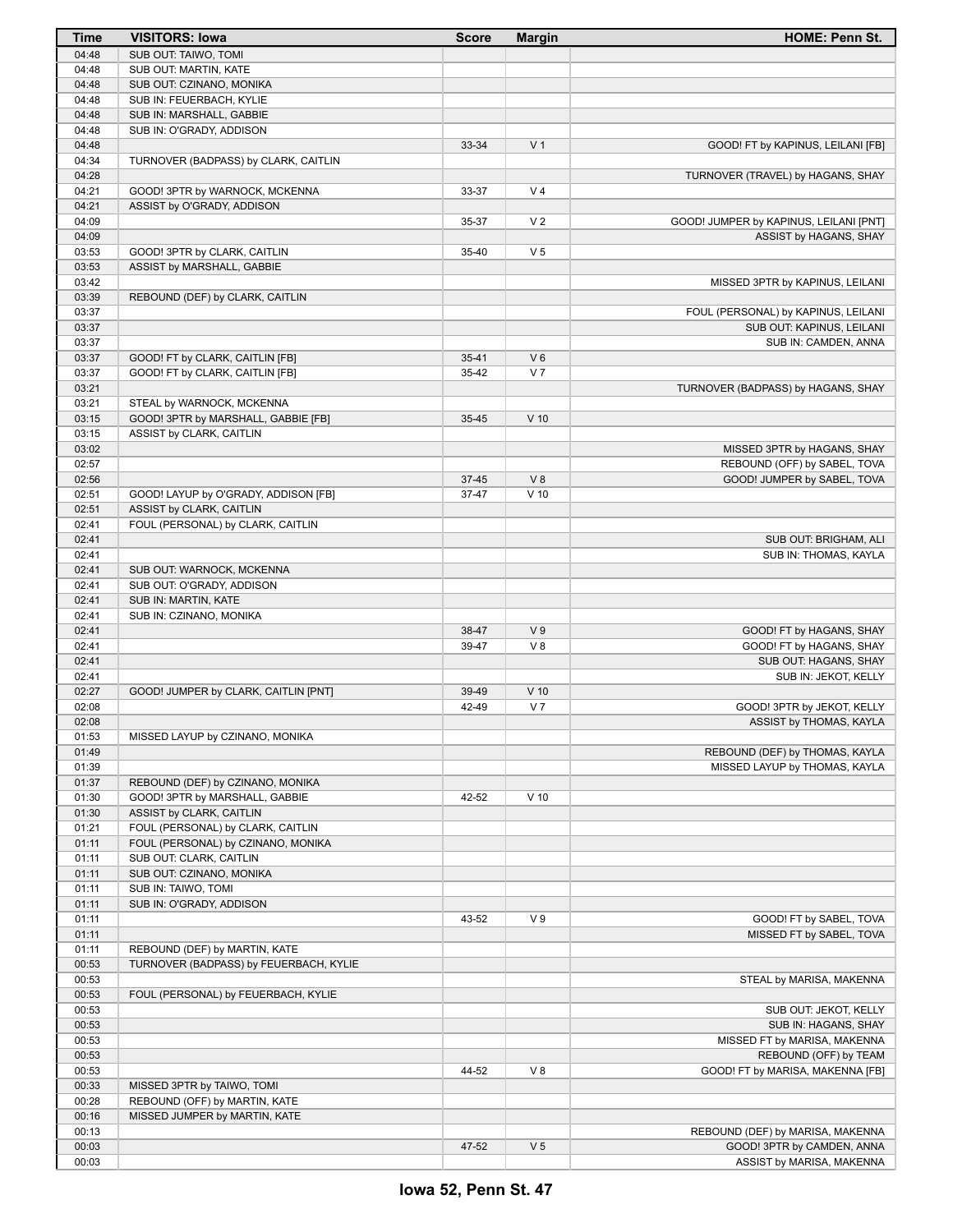| Time | VISITORS: Iowa | Score | Margin | HOME: Penn St. |
|---|---|---|---|---|
| 04:48 | SUB OUT: TAIWO, TOMI | | | |
| 04:48 | SUB OUT: MARTIN, KATE | | | |
| 04:48 | SUB OUT: CZINANO, MONIKA | | | |
| 04:48 | SUB IN: FEUERBACH, KYLIE | | | |
| 04:48 | SUB IN: MARSHALL, GABBIE | | | |
| 04:48 | SUB IN: O'GRADY, ADDISON | | | |
| 04:48 | | 33-34 | V 1 | GOOD! FT by KAPINUS, LEILANI [FB] |
| 04:34 | TURNOVER (BADPASS) by CLARK, CAITLIN | | | |
| 04:28 | | | | TURNOVER (TRAVEL) by HAGANS, SHAY |
| 04:21 | GOOD! 3PTR by WARNOCK, MCKENNA | 33-37 | V 4 | |
| 04:21 | ASSIST by O'GRADY, ADDISON | | | |
| 04:09 | | 35-37 | V 2 | GOOD! JUMPER by KAPINUS, LEILANI [PNT] |
| 04:09 | | | | ASSIST by HAGANS, SHAY |
| 03:53 | GOOD! 3PTR by CLARK, CAITLIN | 35-40 | V 5 | |
| 03:53 | ASSIST by MARSHALL, GABBIE | | | |
| 03:42 | | | | MISSED 3PTR by KAPINUS, LEILANI |
| 03:39 | REBOUND (DEF) by CLARK, CAITLIN | | | |
| 03:37 | | | | FOUL (PERSONAL) by KAPINUS, LEILANI |
| 03:37 | | | | SUB OUT: KAPINUS, LEILANI |
| 03:37 | | | | SUB IN: CAMDEN, ANNA |
| 03:37 | GOOD! FT by CLARK, CAITLIN [FB] | 35-41 | V 6 | |
| 03:37 | GOOD! FT by CLARK, CAITLIN [FB] | 35-42 | V 7 | |
| 03:21 | | | | TURNOVER (BADPASS) by HAGANS, SHAY |
| 03:21 | STEAL by WARNOCK, MCKENNA | | | |
| 03:15 | GOOD! 3PTR by MARSHALL, GABBIE [FB] | 35-45 | V 10 | |
| 03:15 | ASSIST by CLARK, CAITLIN | | | |
| 03:02 | | | | MISSED 3PTR by HAGANS, SHAY |
| 02:57 | | | | REBOUND (OFF) by SABEL, TOVA |
| 02:56 | | 37-45 | V 8 | GOOD! JUMPER by SABEL, TOVA |
| 02:51 | GOOD! LAYUP by O'GRADY, ADDISON [FB] | 37-47 | V 10 | |
| 02:51 | ASSIST by CLARK, CAITLIN | | | |
| 02:41 | FOUL (PERSONAL) by CLARK, CAITLIN | | | |
| 02:41 | | | | SUB OUT: BRIGHAM, ALI |
| 02:41 | | | | SUB IN: THOMAS, KAYLA |
| 02:41 | SUB OUT: WARNOCK, MCKENNA | | | |
| 02:41 | SUB OUT: O'GRADY, ADDISON | | | |
| 02:41 | SUB IN: MARTIN, KATE | | | |
| 02:41 | SUB IN: CZINANO, MONIKA | | | |
| 02:41 | | 38-47 | V 9 | GOOD! FT by HAGANS, SHAY |
| 02:41 | | 39-47 | V 8 | GOOD! FT by HAGANS, SHAY |
| 02:41 | | | | SUB OUT: HAGANS, SHAY |
| 02:41 | | | | SUB IN: JEKOT, KELLY |
| 02:27 | GOOD! JUMPER by CLARK, CAITLIN [PNT] | 39-49 | V 10 | |
| 02:08 | | 42-49 | V 7 | GOOD! 3PTR by JEKOT, KELLY |
| 02:08 | | | | ASSIST by THOMAS, KAYLA |
| 01:53 | MISSED LAYUP by CZINANO, MONIKA | | | |
| 01:49 | | | | REBOUND (DEF) by THOMAS, KAYLA |
| 01:39 | | | | MISSED LAYUP by THOMAS, KAYLA |
| 01:37 | REBOUND (DEF) by CZINANO, MONIKA | | | |
| 01:30 | GOOD! 3PTR by MARSHALL, GABBIE | 42-52 | V 10 | |
| 01:30 | ASSIST by CLARK, CAITLIN | | | |
| 01:21 | FOUL (PERSONAL) by CLARK, CAITLIN | | | |
| 01:11 | FOUL (PERSONAL) by CZINANO, MONIKA | | | |
| 01:11 | SUB OUT: CLARK, CAITLIN | | | |
| 01:11 | SUB OUT: CZINANO, MONIKA | | | |
| 01:11 | SUB IN: TAIWO, TOMI | | | |
| 01:11 | SUB IN: O'GRADY, ADDISON | | | |
| 01:11 | | 43-52 | V 9 | GOOD! FT by SABEL, TOVA |
| 01:11 | | | | MISSED FT by SABEL, TOVA |
| 01:11 | REBOUND (DEF) by MARTIN, KATE | | | |
| 00:53 | TURNOVER (BADPASS) by FEUERBACH, KYLIE | | | |
| 00:53 | | | | STEAL by MARISA, MAKENNA |
| 00:53 | FOUL (PERSONAL) by FEUERBACH, KYLIE | | | |
| 00:53 | | | | SUB OUT: JEKOT, KELLY |
| 00:53 | | | | SUB IN: HAGANS, SHAY |
| 00:53 | | | | MISSED FT by MARISA, MAKENNA |
| 00:53 | | | | REBOUND (OFF) by TEAM |
| 00:53 | | 44-52 | V 8 | GOOD! FT by MARISA, MAKENNA [FB] |
| 00:33 | MISSED 3PTR by TAIWO, TOMI | | | |
| 00:28 | REBOUND (OFF) by MARTIN, KATE | | | |
| 00:16 | MISSED JUMPER by MARTIN, KATE | | | |
| 00:13 | | | | REBOUND (DEF) by MARISA, MAKENNA |
| 00:03 | | 47-52 | V 5 | GOOD! 3PTR by CAMDEN, ANNA |
| 00:03 | | | | ASSIST by MARISA, MAKENNA |

**Iowa 52, Penn St. 47**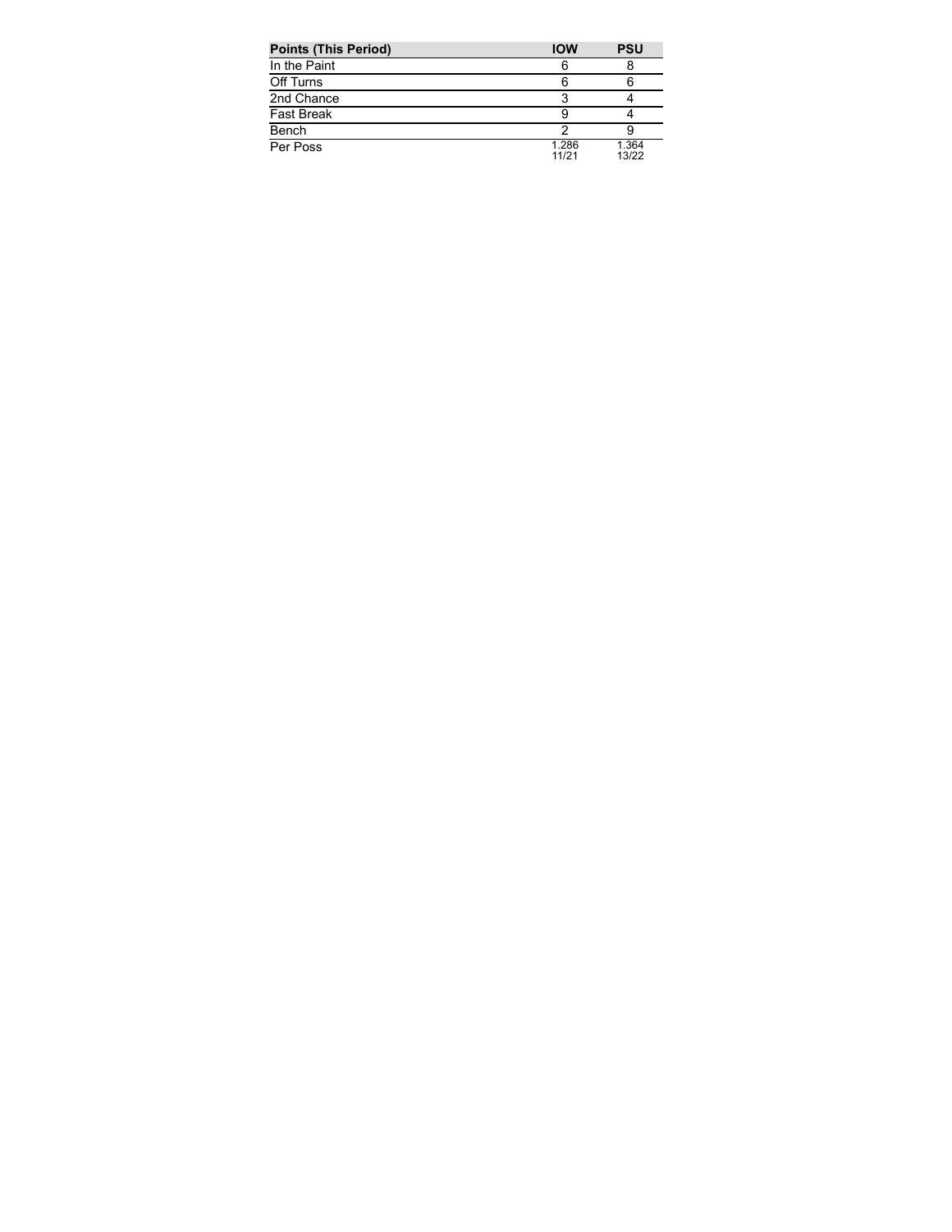| Points (This Period) | IOW | PSU |
| --- | --- | --- |
| In the Paint | 6 | 8 |
| Off Turns | 6 | 6 |
| 2nd Chance | 3 | 4 |
| Fast Break | 9 | 4 |
| Bench | 2 | 9 |
| Per Poss | 1.286<br>11/21 | 1.364<br>13/22 |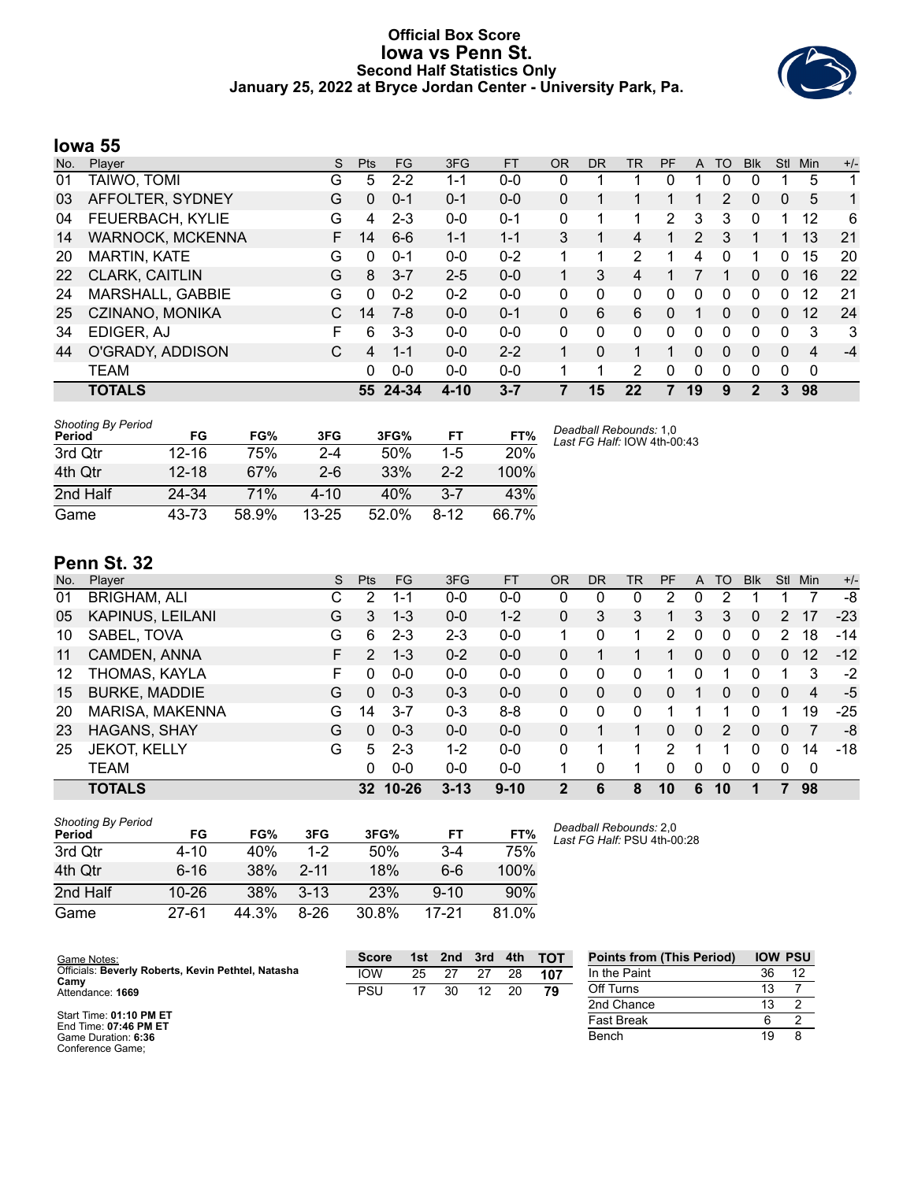# Official Box Score
# Iowa vs Penn St.
## Second Half Statistics Only
### January 25, 2022 at Bryce Jordan Center - University Park, Pa.

## Iowa 55

| No. | Player | S | Pts | FG | 3FG | FT | OR | DR | TR | PF | A | TO | Blk | Stl | Min | +/- |
|---|---|---|---|---|---|---|---|---|---|---|---|---|---|---|---|---|
| 01 | TAIWO, TOMI | G | 5 | 2-2 | 1-1 | 0-0 | 0 | 1 | 1 | 0 | 1 | 0 | 0 | 1 | 5 | 1 |
| 03 | AFFOLTER, SYDNEY | G | 0 | 0-1 | 0-1 | 0-0 | 0 | 1 | 1 | 1 | 1 | 2 | 0 | 0 | 5 | 1 |
| 04 | FEUERBACH, KYLIE | G | 4 | 2-3 | 0-0 | 0-1 | 0 | 1 | 1 | 2 | 3 | 3 | 0 | 1 | 12 | 6 |
| 14 | WARNOCK, MCKENNA | F | 14 | 6-6 | 1-1 | 1-1 | 3 | 1 | 4 | 1 | 2 | 3 | 1 | 1 | 13 | 21 |
| 20 | MARTIN, KATE | G | 0 | 0-1 | 0-0 | 0-2 | 1 | 1 | 2 | 1 | 4 | 0 | 1 | 0 | 15 | 20 |
| 22 | CLARK, CAITLIN | G | 8 | 3-7 | 2-5 | 0-0 | 1 | 3 | 4 | 1 | 7 | 1 | 0 | 0 | 16 | 22 |
| 24 | MARSHALL, GABBIE | G | 0 | 0-2 | 0-2 | 0-0 | 0 | 0 | 0 | 0 | 0 | 0 | 0 | 0 | 12 | 21 |
| 25 | CZINANO, MONIKA | C | 14 | 7-8 | 0-0 | 0-1 | 0 | 6 | 6 | 0 | 1 | 0 | 0 | 0 | 12 | 24 |
| 34 | EDIGER, AJ | F | 6 | 3-3 | 0-0 | 0-0 | 0 | 0 | 0 | 0 | 0 | 0 | 0 | 0 | 3 | 3 |
| 44 | O'GRADY, ADDISON | C | 4 | 1-1 | 0-0 | 2-2 | 1 | 0 | 1 | 1 | 0 | 0 | 0 | 0 | 4 | -4 |
| | TEAM | | 0 | 0-0 | 0-0 | 0-0 | 1 | 1 | 2 | 0 | 0 | 0 | 0 | 0 | 0 | |
| | **TOTALS** | | **55** | **24-34** | **4-10** | **3-7** | **7** | **15** | **22** | **7** | **19** | **9** | **2** | **3** | **98** | |

*Shooting By Period*

| Period | FG | FG% | 3FG | 3FG% | FT | FT% |
|---|---|---|---|---|---|---|
| 3rd Qtr | 12-16 | 75% | 2-4 | 50% | 1-5 | 20% |
| 4th Qtr | 12-18 | 67% | 2-6 | 33% | 2-2 | 100% |
| 2nd Half | 24-34 | 71% | 4-10 | 40% | 3-7 | 43% |
| Game | 43-73 | 58.9% | 13-25 | 52.0% | 8-12 | 66.7% |

*Deadball Rebounds:* 1,0
*Last FG Half:* IOW 4th-00:43

## Penn St. 32

| No. | Player | S | Pts | FG | 3FG | FT | OR | DR | TR | PF | A | TO | Blk | Stl | Min | +/- |
|---|---|---|---|---|---|---|---|---|---|---|---|---|---|---|---|---|
| 01 | BRIGHAM, ALI | C | 2 | 1-1 | 0-0 | 0-0 | 0 | 0 | 0 | 2 | 0 | 2 | 1 | 1 | 7 | -8 |
| 05 | KAPINUS, LEILANI | G | 3 | 1-3 | 0-0 | 1-2 | 0 | 3 | 3 | 1 | 3 | 3 | 0 | 2 | 17 | -23 |
| 10 | SABEL, TOVA | G | 6 | 2-3 | 2-3 | 0-0 | 1 | 0 | 1 | 2 | 0 | 0 | 0 | 2 | 18 | -14 |
| 11 | CAMDEN, ANNA | F | 2 | 1-3 | 0-2 | 0-0 | 0 | 1 | 1 | 1 | 0 | 0 | 0 | 0 | 12 | -12 |
| 12 | THOMAS, KAYLA | F | 0 | 0-0 | 0-0 | 0-0 | 0 | 0 | 0 | 1 | 0 | 1 | 0 | 1 | 3 | -2 |
| 15 | BURKE, MADDIE | G | 0 | 0-3 | 0-3 | 0-0 | 0 | 0 | 0 | 0 | 1 | 0 | 0 | 0 | 4 | -5 |
| 20 | MARISA, MAKENNA | G | 14 | 3-7 | 0-3 | 8-8 | 0 | 0 | 0 | 1 | 1 | 1 | 0 | 1 | 19 | -25 |
| 23 | HAGANS, SHAY | G | 0 | 0-3 | 0-0 | 0-0 | 0 | 1 | 1 | 0 | 0 | 2 | 0 | 0 | 7 | -8 |
| 25 | JEKOT, KELLY | G | 5 | 2-3 | 1-2 | 0-0 | 0 | 1 | 1 | 2 | 1 | 1 | 0 | 0 | 14 | -18 |
| | TEAM | | 0 | 0-0 | 0-0 | 0-0 | 1 | 0 | 1 | 0 | 0 | 0 | 0 | 0 | 0 | |
| | **TOTALS** | | **32** | **10-26** | **3-13** | **9-10** | **2** | **6** | **8** | **10** | **6** | **10** | **1** | **7** | **98** | |

*Shooting By Period*

| Period | FG | FG% | 3FG | 3FG% | FT | FT% |
|---|---|---|---|---|---|---|
| 3rd Qtr | 4-10 | 40% | 1-2 | 50% | 3-4 | 75% |
| 4th Qtr | 6-16 | 38% | 2-11 | 18% | 6-6 | 100% |
| 2nd Half | 10-26 | 38% | 3-13 | 23% | 9-10 | 90% |
| Game | 27-61 | 44.3% | 8-26 | 30.8% | 17-21 | 81.0% |

*Deadball Rebounds:* 2,0
*Last FG Half:* PSU 4th-00:28

Game Notes:
Officials: **Beverly Roberts, Kevin Pethtel, Natasha Camy**
Attendance: **1669**

Start Time: **01:10 PM ET**
End Time: **07:46 PM ET**
Game Duration: **6:36**
Conference Game;

| Score | 1st | 2nd | 3rd | 4th | TOT |
|---|---|---|---|---|---|
| IOW | 25 | 27 | 27 | 28 | **107** |
| PSU | 17 | 30 | 12 | 20 | **79** |

| Points from (This Period) | IOW | PSU |
|---|---|---|
| In the Paint | 36 | 12 |
| Off Turns | 13 | 7 |
| 2nd Chance | 13 | 2 |
| Fast Break | 6 | 2 |
| Bench | 19 | 8 |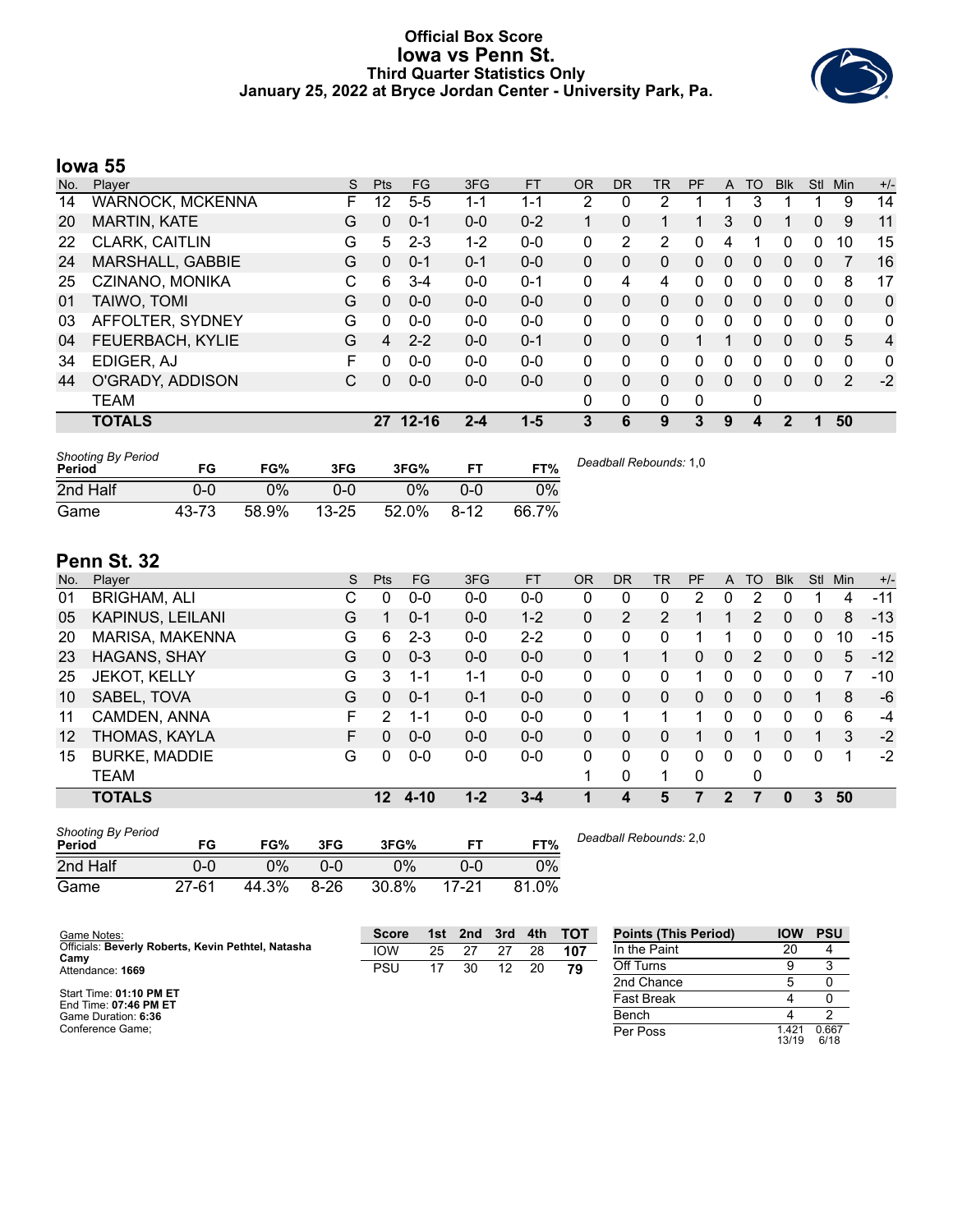# Official Box Score
# Iowa vs Penn St.
## Third Quarter Statistics Only
### January 25, 2022 at Bryce Jordan Center - University Park, Pa.

## Iowa 55

| No. | Player | S | Pts | FG | 3FG | FT | OR | DR | TR | PF | A | TO | Blk | Stl | Min | +/- |
|---|---|---|---|---|---|---|---|---|---|---|---|---|---|---|---|---|
| 14 | WARNOCK, MCKENNA | F | 12 | 5-5 | 1-1 | 1-1 | 2 | 0 | 2 | 1 | 1 | 3 | 1 | 1 | 9 | 14 |
| 20 | MARTIN, KATE | G | 0 | 0-1 | 0-0 | 0-2 | 1 | 0 | 1 | 1 | 3 | 0 | 1 | 0 | 9 | 11 |
| 22 | CLARK, CAITLIN | G | 5 | 2-3 | 1-2 | 0-0 | 0 | 2 | 2 | 0 | 4 | 1 | 0 | 0 | 10 | 15 |
| 24 | MARSHALL, GABBIE | G | 0 | 0-1 | 0-1 | 0-0 | 0 | 0 | 0 | 0 | 0 | 0 | 0 | 0 | 7 | 16 |
| 25 | CZINANO, MONIKA | C | 6 | 3-4 | 0-0 | 0-1 | 0 | 4 | 4 | 0 | 0 | 0 | 0 | 0 | 8 | 17 |
| 01 | TAIWO, TOMI | G | 0 | 0-0 | 0-0 | 0-0 | 0 | 0 | 0 | 0 | 0 | 0 | 0 | 0 | 0 | 0 |
| 03 | AFFOLTER, SYDNEY | G | 0 | 0-0 | 0-0 | 0-0 | 0 | 0 | 0 | 0 | 0 | 0 | 0 | 0 | 0 | 0 |
| 04 | FEUERBACH, KYLIE | G | 4 | 2-2 | 0-0 | 0-1 | 0 | 0 | 0 | 1 | 1 | 0 | 0 | 0 | 5 | 4 |
| 34 | EDIGER, AJ | F | 0 | 0-0 | 0-0 | 0-0 | 0 | 0 | 0 | 0 | 0 | 0 | 0 | 0 | 0 | 0 |
| 44 | O'GRADY, ADDISON | C | 0 | 0-0 | 0-0 | 0-0 | 0 | 0 | 0 | 0 | 0 | 0 | 0 | 0 | 2 | -2 |
| | TEAM | | | | | | 0 | 0 | 0 | 0 | | 0 | | | | |
| | **TOTALS** | | **27** | **12-16** | **2-4** | **1-5** | **3** | **6** | **9** | **3** | **9** | **4** | **2** | **1** | **50** | |

| Shooting By Period Period | FG | FG% | 3FG | 3FG% | FT | FT% |
|---|---|---|---|---|---|---|
| 2nd Half | 0-0 | 0% | 0-0 | 0% | 0-0 | 0% |
| Game | 43-73 | 58.9% | 13-25 | 52.0% | 8-12 | 66.7% |

*Deadball Rebounds:* 1,0

## Penn St. 32

| No. | Player | S | Pts | FG | 3FG | FT | OR | DR | TR | PF | A | TO | Blk | Stl | Min | +/- |
|---|---|---|---|---|---|---|---|---|---|---|---|---|---|---|---|---|
| 01 | BRIGHAM, ALI | C | 0 | 0-0 | 0-0 | 0-0 | 0 | 0 | 0 | 2 | 0 | 2 | 0 | 1 | 4 | -11 |
| 05 | KAPINUS, LEILANI | G | 1 | 0-1 | 0-0 | 1-2 | 0 | 2 | 2 | 1 | 1 | 2 | 0 | 0 | 8 | -13 |
| 20 | MARISA, MAKENNA | G | 6 | 2-3 | 0-0 | 2-2 | 0 | 0 | 0 | 1 | 1 | 0 | 0 | 0 | 10 | -15 |
| 23 | HAGANS, SHAY | G | 0 | 0-3 | 0-0 | 0-0 | 0 | 1 | 1 | 0 | 0 | 2 | 0 | 0 | 5 | -12 |
| 25 | JEKOT, KELLY | G | 3 | 1-1 | 1-1 | 0-0 | 0 | 0 | 0 | 1 | 0 | 0 | 0 | 0 | 7 | -10 |
| 10 | SABEL, TOVA | G | 0 | 0-1 | 0-1 | 0-0 | 0 | 0 | 0 | 0 | 0 | 0 | 0 | 1 | 8 | -6 |
| 11 | CAMDEN, ANNA | F | 2 | 1-1 | 0-0 | 0-0 | 0 | 1 | 1 | 1 | 0 | 0 | 0 | 0 | 6 | -4 |
| 12 | THOMAS, KAYLA | F | 0 | 0-0 | 0-0 | 0-0 | 0 | 0 | 0 | 1 | 0 | 1 | 0 | 1 | 3 | -2 |
| 15 | BURKE, MADDIE | G | 0 | 0-0 | 0-0 | 0-0 | 0 | 0 | 0 | 0 | 0 | 0 | 0 | 0 | 1 | -2 |
| | TEAM | | | | | | 1 | 0 | 1 | 0 | | 0 | | | | |
| | **TOTALS** | | **12** | **4-10** | **1-2** | **3-4** | **1** | **4** | **5** | **7** | **2** | **7** | **0** | **3** | **50** | |

| Shooting By Period Period | FG | FG% | 3FG | 3FG% | FT | FT% |
|---|---|---|---|---|---|---|
| 2nd Half | 0-0 | 0% | 0-0 | 0% | 0-0 | 0% |
| Game | 27-61 | 44.3% | 8-26 | 30.8% | 17-21 | 81.0% |

*Deadball Rebounds:* 2,0

Game Notes:
Officials: **Beverly Roberts, Kevin Pethtel, Natasha Camy**
Attendance: **1669**

Start Time: **01:10 PM ET**
End Time: **07:46 PM ET**
Game Duration: **6:36**
Conference Game;

| Score | 1st | 2nd | 3rd | 4th | TOT |
|---|---|---|---|---|---|
| IOW | 25 | 27 | 27 | 28 | 107 |
| PSU | 17 | 30 | 12 | 20 | 79 |

| Points (This Period) | IOW | PSU |
|---|---|---|
| In the Paint | 20 | 4 |
| Off Turns | 9 | 3 |
| 2nd Chance | 5 | 0 |
| Fast Break | 4 | 0 |
| Bench | 4 | 2 |
| Per Poss | 1.421 13/19 | 0.667 6/18 |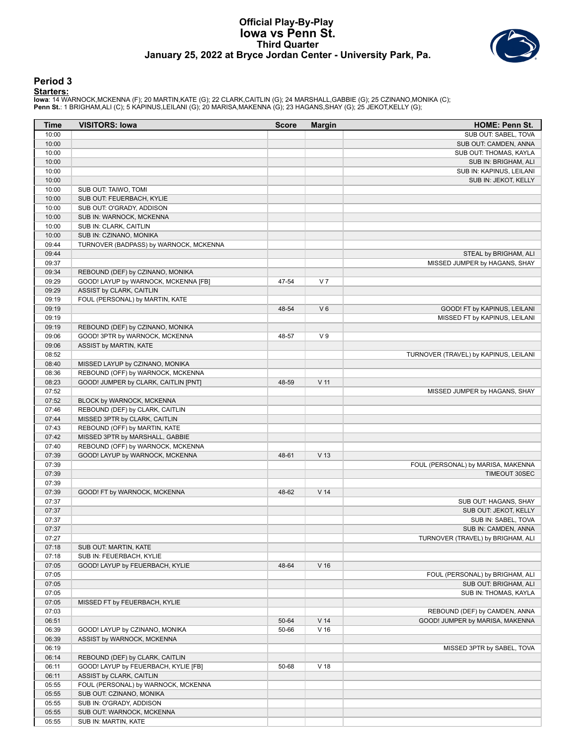# Official Play-By-Play
# Iowa vs Penn St.
## Third Quarter
### January 25, 2022 at Bryce Jordan Center - University Park, Pa.

## Period 3

**Starters:**

**Iowa**: 14 WARNOCK,MCKENNA (F); 20 MARTIN,KATE (G); 22 CLARK,CAITLIN (G); 24 MARSHALL,GABBIE (G); 25 CZINANO,MONIKA (C);
**Penn St.**: 1 BRIGHAM,ALI (C); 5 KAPINUS,LEILANI (G); 20 MARISA,MAKENNA (G); 23 HAGANS,SHAY (G); 25 JEKOT,KELLY (G);

| Time | VISITORS: Iowa | Score | Margin | HOME: Penn St. |
|---|---|---|---|---|
| 10:00 | | | | SUB OUT: SABEL, TOVA |
| 10:00 | | | | SUB OUT: CAMDEN, ANNA |
| 10:00 | | | | SUB OUT: THOMAS, KAYLA |
| 10:00 | | | | SUB IN: BRIGHAM, ALI |
| 10:00 | | | | SUB IN: KAPINUS, LEILANI |
| 10:00 | | | | SUB IN: JEKOT, KELLY |
| 10:00 | SUB OUT: TAIWO, TOMI | | | |
| 10:00 | SUB OUT: FEUERBACH, KYLIE | | | |
| 10:00 | SUB OUT: O'GRADY, ADDISON | | | |
| 10:00 | SUB IN: WARNOCK, MCKENNA | | | |
| 10:00 | SUB IN: CLARK, CAITLIN | | | |
| 10:00 | SUB IN: CZINANO, MONIKA | | | |
| 09:44 | TURNOVER (BADPASS) by WARNOCK, MCKENNA | | | |
| 09:44 | | | | STEAL by BRIGHAM, ALI |
| 09:37 | | | | MISSED JUMPER by HAGANS, SHAY |
| 09:34 | REBOUND (DEF) by CZINANO, MONIKA | | | |
| 09:29 | GOOD! LAYUP by WARNOCK, MCKENNA [FB] | 47-54 | V 7 | |
| 09:29 | ASSIST by CLARK, CAITLIN | | | |
| 09:19 | FOUL (PERSONAL) by MARTIN, KATE | | | |
| 09:19 | | 48-54 | V 6 | GOOD! FT by KAPINUS, LEILANI |
| 09:19 | | | | MISSED FT by KAPINUS, LEILANI |
| 09:19 | REBOUND (DEF) by CZINANO, MONIKA | | | |
| 09:06 | GOOD! 3PTR by WARNOCK, MCKENNA | 48-57 | V 9 | |
| 09:06 | ASSIST by MARTIN, KATE | | | |
| 08:52 | | | | TURNOVER (TRAVEL) by KAPINUS, LEILANI |
| 08:40 | MISSED LAYUP by CZINANO, MONIKA | | | |
| 08:36 | REBOUND (OFF) by WARNOCK, MCKENNA | | | |
| 08:23 | GOOD! JUMPER by CLARK, CAITLIN [PNT] | 48-59 | V 11 | |
| 07:52 | | | | MISSED JUMPER by HAGANS, SHAY |
| 07:52 | BLOCK by WARNOCK, MCKENNA | | | |
| 07:46 | REBOUND (DEF) by CLARK, CAITLIN | | | |
| 07:44 | MISSED 3PTR by CLARK, CAITLIN | | | |
| 07:43 | REBOUND (OFF) by MARTIN, KATE | | | |
| 07:42 | MISSED 3PTR by MARSHALL, GABBIE | | | |
| 07:40 | REBOUND (OFF) by WARNOCK, MCKENNA | | | |
| 07:39 | GOOD! LAYUP by WARNOCK, MCKENNA | 48-61 | V 13 | |
| 07:39 | | | | FOUL (PERSONAL) by MARISA, MAKENNA |
| 07:39 | | | | TIMEOUT 30SEC |
| 07:39 | | | | |
| 07:39 | GOOD! FT by WARNOCK, MCKENNA | 48-62 | V 14 | |
| 07:37 | | | | SUB OUT: HAGANS, SHAY |
| 07:37 | | | | SUB OUT: JEKOT, KELLY |
| 07:37 | | | | SUB IN: SABEL, TOVA |
| 07:37 | | | | SUB IN: CAMDEN, ANNA |
| 07:27 | | | | TURNOVER (TRAVEL) by BRIGHAM, ALI |
| 07:18 | SUB OUT: MARTIN, KATE | | | |
| 07:18 | SUB IN: FEUERBACH, KYLIE | | | |
| 07:05 | GOOD! LAYUP by FEUERBACH, KYLIE | 48-64 | V 16 | |
| 07:05 | | | | FOUL (PERSONAL) by BRIGHAM, ALI |
| 07:05 | | | | SUB OUT: BRIGHAM, ALI |
| 07:05 | | | | SUB IN: THOMAS, KAYLA |
| 07:05 | MISSED FT by FEUERBACH, KYLIE | | | |
| 07:03 | | | | REBOUND (DEF) by CAMDEN, ANNA |
| 06:51 | | 50-64 | V 14 | GOOD! JUMPER by MARISA, MAKENNA |
| 06:39 | GOOD! LAYUP by CZINANO, MONIKA | 50-66 | V 16 | |
| 06:39 | ASSIST by WARNOCK, MCKENNA | | | |
| 06:19 | | | | MISSED 3PTR by SABEL, TOVA |
| 06:14 | REBOUND (DEF) by CLARK, CAITLIN | | | |
| 06:11 | GOOD! LAYUP by FEUERBACH, KYLIE [FB] | 50-68 | V 18 | |
| 06:11 | ASSIST by CLARK, CAITLIN | | | |
| 05:55 | FOUL (PERSONAL) by WARNOCK, MCKENNA | | | |
| 05:55 | SUB OUT: CZINANO, MONIKA | | | |
| 05:55 | SUB IN: O'GRADY, ADDISON | | | |
| 05:55 | SUB OUT: WARNOCK, MCKENNA | | | |
| 05:55 | SUB IN: MARTIN, KATE | | | |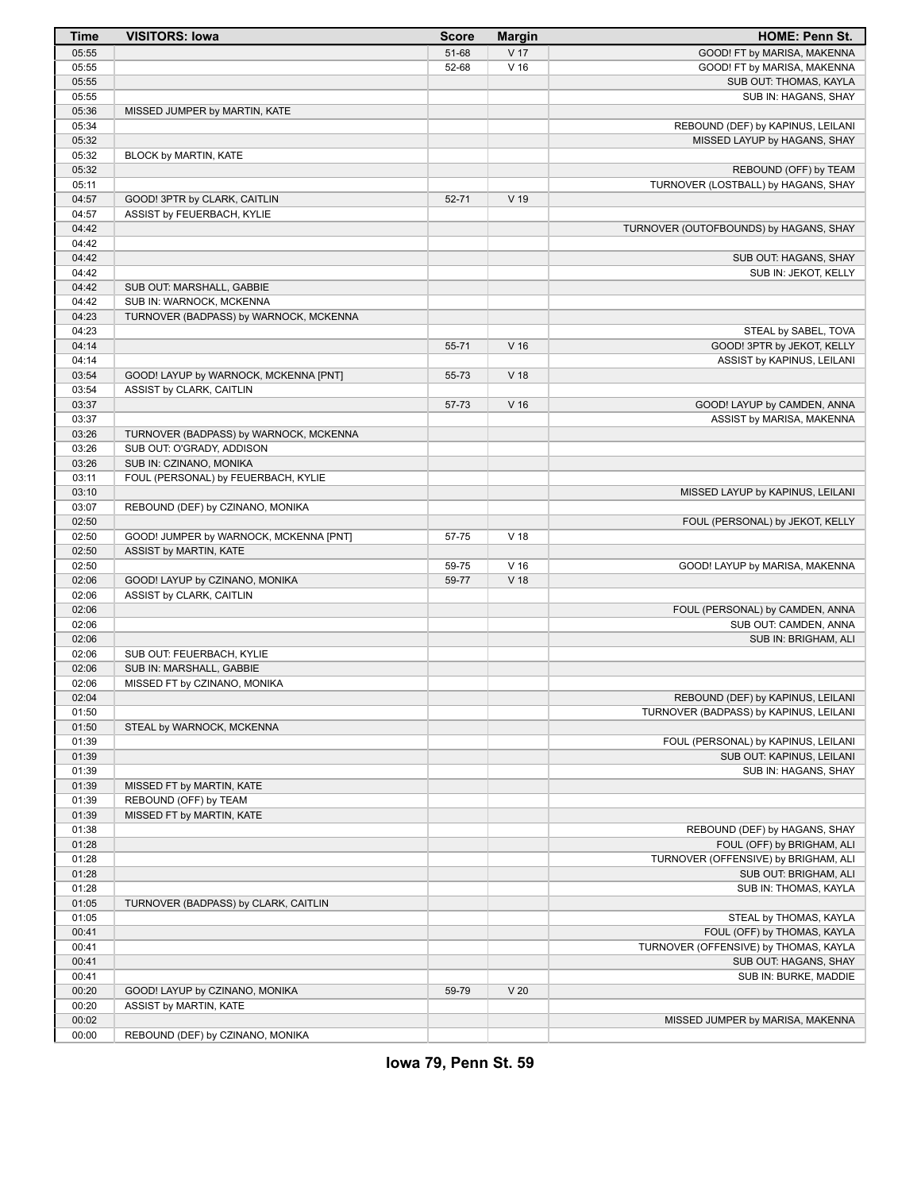| Time | VISITORS: Iowa | Score | Margin | HOME: Penn St. |
|---|---|---|---|---|
| 05:55 | | 51-68 | V 17 | GOOD! FT by MARISA, MAKENNA |
| 05:55 | | 52-68 | V 16 | GOOD! FT by MARISA, MAKENNA |
| 05:55 | | | | SUB OUT: THOMAS, KAYLA |
| 05:55 | | | | SUB IN: HAGANS, SHAY |
| 05:36 | MISSED JUMPER by MARTIN, KATE | | | |
| 05:34 | | | | REBOUND (DEF) by KAPINUS, LEILANI |
| 05:32 | | | | MISSED LAYUP by HAGANS, SHAY |
| 05:32 | BLOCK by MARTIN, KATE | | | |
| 05:32 | | | | REBOUND (OFF) by TEAM |
| 05:11 | | | | TURNOVER (LOSTBALL) by HAGANS, SHAY |
| 04:57 | GOOD! 3PTR by CLARK, CAITLIN | 52-71 | V 19 | |
| 04:57 | ASSIST by FEUERBACH, KYLIE | | | |
| 04:42 | | | | TURNOVER (OUTOFBOUNDS) by HAGANS, SHAY |
| 04:42 | | | | |
| 04:42 | | | | SUB OUT: HAGANS, SHAY |
| 04:42 | | | | SUB IN: JEKOT, KELLY |
| 04:42 | SUB OUT: MARSHALL, GABBIE | | | |
| 04:42 | SUB IN: WARNOCK, MCKENNA | | | |
| 04:23 | TURNOVER (BADPASS) by WARNOCK, MCKENNA | | | |
| 04:23 | | | | STEAL by SABEL, TOVA |
| 04:14 | | 55-71 | V 16 | GOOD! 3PTR by JEKOT, KELLY |
| 04:14 | | | | ASSIST by KAPINUS, LEILANI |
| 03:54 | GOOD! LAYUP by WARNOCK, MCKENNA [PNT] | 55-73 | V 18 | |
| 03:54 | ASSIST by CLARK, CAITLIN | | | |
| 03:37 | | 57-73 | V 16 | GOOD! LAYUP by CAMDEN, ANNA |
| 03:37 | | | | ASSIST by MARISA, MAKENNA |
| 03:26 | TURNOVER (BADPASS) by WARNOCK, MCKENNA | | | |
| 03:26 | SUB OUT: O'GRADY, ADDISON | | | |
| 03:26 | SUB IN: CZINANO, MONIKA | | | |
| 03:11 | FOUL (PERSONAL) by FEUERBACH, KYLIE | | | |
| 03:10 | | | | MISSED LAYUP by KAPINUS, LEILANI |
| 03:07 | REBOUND (DEF) by CZINANO, MONIKA | | | |
| 02:50 | | | | FOUL (PERSONAL) by JEKOT, KELLY |
| 02:50 | GOOD! JUMPER by WARNOCK, MCKENNA [PNT] | 57-75 | V 18 | |
| 02:50 | ASSIST by MARTIN, KATE | | | |
| 02:50 | | 59-75 | V 16 | GOOD! LAYUP by MARISA, MAKENNA |
| 02:06 | GOOD! LAYUP by CZINANO, MONIKA | 59-77 | V 18 | |
| 02:06 | ASSIST by CLARK, CAITLIN | | | |
| 02:06 | | | | FOUL (PERSONAL) by CAMDEN, ANNA |
| 02:06 | | | | SUB OUT: CAMDEN, ANNA |
| 02:06 | | | | SUB IN: BRIGHAM, ALI |
| 02:06 | SUB OUT: FEUERBACH, KYLIE | | | |
| 02:06 | SUB IN: MARSHALL, GABBIE | | | |
| 02:06 | MISSED FT by CZINANO, MONIKA | | | |
| 02:04 | | | | REBOUND (DEF) by KAPINUS, LEILANI |
| 01:50 | | | | TURNOVER (BADPASS) by KAPINUS, LEILANI |
| 01:50 | STEAL by WARNOCK, MCKENNA | | | |
| 01:39 | | | | FOUL (PERSONAL) by KAPINUS, LEILANI |
| 01:39 | | | | SUB OUT: KAPINUS, LEILANI |
| 01:39 | | | | SUB IN: HAGANS, SHAY |
| 01:39 | MISSED FT by MARTIN, KATE | | | |
| 01:39 | REBOUND (OFF) by TEAM | | | |
| 01:39 | MISSED FT by MARTIN, KATE | | | |
| 01:38 | | | | REBOUND (DEF) by HAGANS, SHAY |
| 01:28 | | | | FOUL (OFF) by BRIGHAM, ALI |
| 01:28 | | | | TURNOVER (OFFENSIVE) by BRIGHAM, ALI |
| 01:28 | | | | SUB OUT: BRIGHAM, ALI |
| 01:28 | | | | SUB IN: THOMAS, KAYLA |
| 01:05 | TURNOVER (BADPASS) by CLARK, CAITLIN | | | |
| 01:05 | | | | STEAL by THOMAS, KAYLA |
| 00:41 | | | | FOUL (OFF) by THOMAS, KAYLA |
| 00:41 | | | | TURNOVER (OFFENSIVE) by THOMAS, KAYLA |
| 00:41 | | | | SUB OUT: HAGANS, SHAY |
| 00:41 | | | | SUB IN: BURKE, MADDIE |
| 00:20 | GOOD! LAYUP by CZINANO, MONIKA | 59-79 | V 20 | |
| 00:20 | ASSIST by MARTIN, KATE | | | |
| 00:02 | | | | MISSED JUMPER by MARISA, MAKENNA |
| 00:00 | REBOUND (DEF) by CZINANO, MONIKA | | | |

**Iowa 79, Penn St. 59**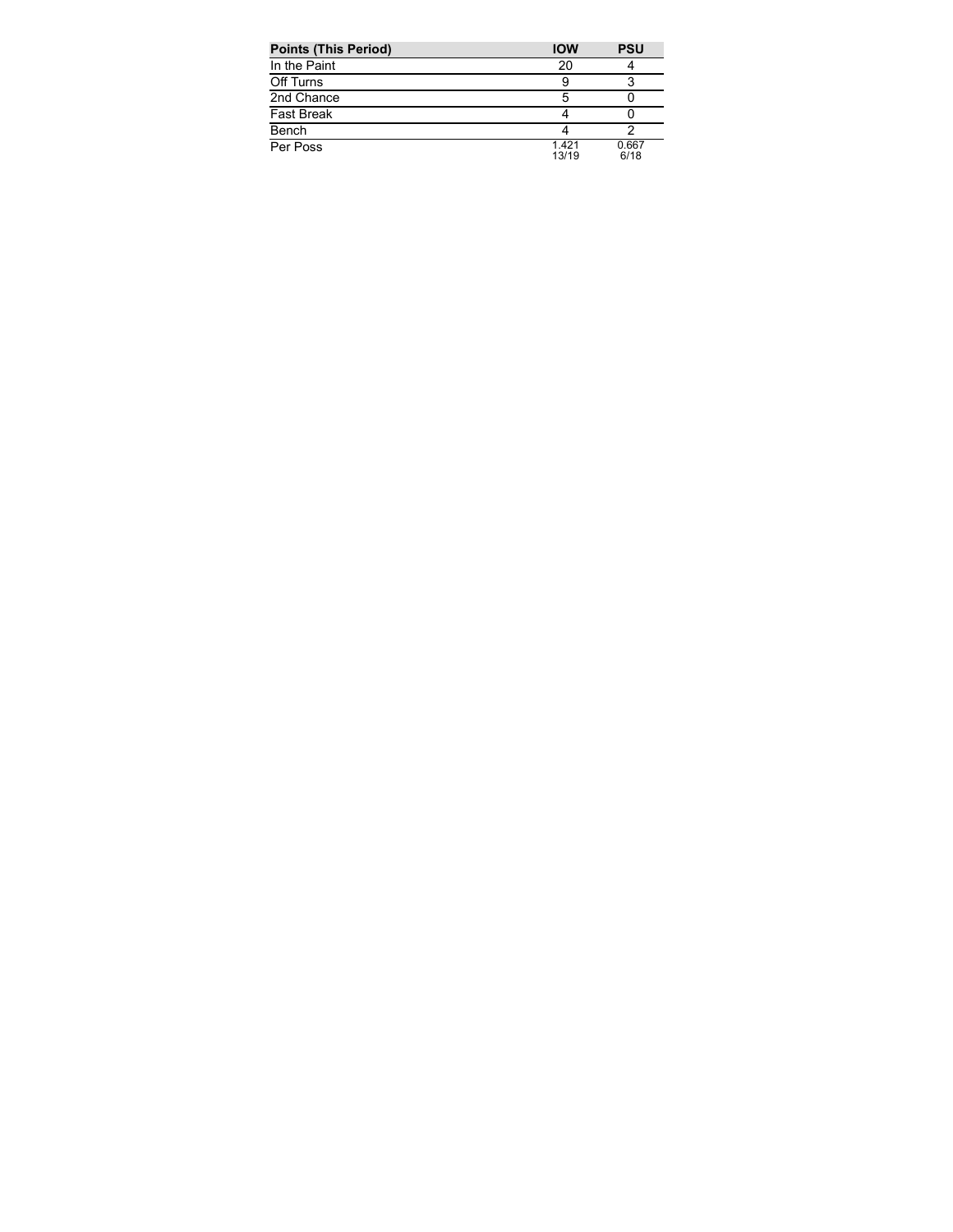| Points (This Period) | IOW | PSU |
| --- | --- | --- |
| In the Paint | 20 | 4 |
| Off Turns | 9 | 3 |
| 2nd Chance | 5 | 0 |
| Fast Break | 4 | 0 |
| Bench | 4 | 2 |
| Per Poss | 1.421 13/19 | 0.667 6/18 |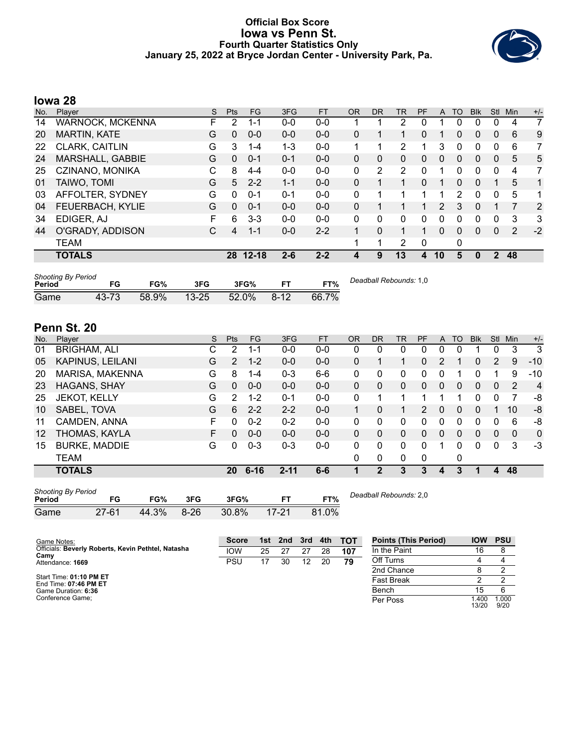# Official Box Score
# Iowa vs Penn St.
## Fourth Quarter Statistics Only
## January 25, 2022 at Bryce Jordan Center - University Park, Pa.

## Iowa 28

| No. | Player | S | Pts | FG | 3FG | FT | OR | DR | TR | PF | A | TO | Blk | Stl | Min | +/- |
|---|---|---|---|---|---|---|---|---|---|---|---|---|---|---|---|---|
| 14 | WARNOCK, MCKENNA | F | 2 | 1-1 | 0-0 | 0-0 | 1 | 1 | 2 | 0 | 1 | 0 | 0 | 0 | 4 | 7 |
| 20 | MARTIN, KATE | G | 0 | 0-0 | 0-0 | 0-0 | 0 | 1 | 1 | 0 | 1 | 0 | 0 | 0 | 6 | 9 |
| 22 | CLARK, CAITLIN | G | 3 | 1-4 | 1-3 | 0-0 | 1 | 1 | 2 | 1 | 3 | 0 | 0 | 0 | 6 | 7 |
| 24 | MARSHALL, GABBIE | G | 0 | 0-1 | 0-1 | 0-0 | 0 | 0 | 0 | 0 | 0 | 0 | 0 | 0 | 5 | 5 |
| 25 | CZINANO, MONIKA | C | 8 | 4-4 | 0-0 | 0-0 | 0 | 2 | 2 | 0 | 1 | 0 | 0 | 0 | 4 | 7 |
| 01 | TAIWO, TOMI | G | 5 | 2-2 | 1-1 | 0-0 | 0 | 1 | 1 | 0 | 1 | 0 | 0 | 1 | 5 | 1 |
| 03 | AFFOLTER, SYDNEY | G | 0 | 0-1 | 0-1 | 0-0 | 0 | 1 | 1 | 1 | 1 | 2 | 0 | 0 | 5 | 1 |
| 04 | FEUERBACH, KYLIE | G | 0 | 0-1 | 0-0 | 0-0 | 0 | 1 | 1 | 1 | 2 | 3 | 0 | 1 | 7 | 2 |
| 34 | EDIGER, AJ | F | 6 | 3-3 | 0-0 | 0-0 | 0 | 0 | 0 | 0 | 0 | 0 | 0 | 0 | 3 | 3 |
| 44 | O'GRADY, ADDISON | C | 4 | 1-1 | 0-0 | 2-2 | 1 | 0 | 1 | 1 | 0 | 0 | 0 | 0 | 2 | -2 |
| | TEAM | | | | | | 1 | 1 | 2 | 0 | | 0 | | | | |
| | **TOTALS** | | **28** | **12-18** | **2-6** | **2-2** | **4** | **9** | **13** | **4** | **10** | **5** | **0** | **2** | **48** | |

*Shooting By Period*

| Period | FG | FG% | 3FG | 3FG% | FT | FT% |
|---|---|---|---|---|---|---|
| Game | 43-73 | 58.9% | 13-25 | 52.0% | 8-12 | 66.7% |

*Deadball Rebounds:* 1,0

## Penn St. 20

| No. | Player | S | Pts | FG | 3FG | FT | OR | DR | TR | PF | A | TO | Blk | Stl | Min | +/- |
|---|---|---|---|---|---|---|---|---|---|---|---|---|---|---|---|---|
| 01 | BRIGHAM, ALI | C | 2 | 1-1 | 0-0 | 0-0 | 0 | 0 | 0 | 0 | 0 | 0 | 1 | 0 | 3 | 3 |
| 05 | KAPINUS, LEILANI | G | 2 | 1-2 | 0-0 | 0-0 | 0 | 1 | 1 | 0 | 2 | 1 | 0 | 2 | 9 | -10 |
| 20 | MARISA, MAKENNA | G | 8 | 1-4 | 0-3 | 6-6 | 0 | 0 | 0 | 0 | 0 | 1 | 0 | 1 | 9 | -10 |
| 23 | HAGANS, SHAY | G | 0 | 0-0 | 0-0 | 0-0 | 0 | 0 | 0 | 0 | 0 | 0 | 0 | 0 | 2 | 4 |
| 25 | JEKOT, KELLY | G | 2 | 1-2 | 0-1 | 0-0 | 0 | 1 | 1 | 1 | 1 | 1 | 0 | 0 | 7 | -8 |
| 10 | SABEL, TOVA | G | 6 | 2-2 | 2-2 | 0-0 | 1 | 0 | 1 | 2 | 0 | 0 | 0 | 1 | 10 | -8 |
| 11 | CAMDEN, ANNA | F | 0 | 0-2 | 0-2 | 0-0 | 0 | 0 | 0 | 0 | 0 | 0 | 0 | 0 | 6 | -8 |
| 12 | THOMAS, KAYLA | F | 0 | 0-0 | 0-0 | 0-0 | 0 | 0 | 0 | 0 | 0 | 0 | 0 | 0 | 0 | 0 |
| 15 | BURKE, MADDIE | G | 0 | 0-3 | 0-3 | 0-0 | 0 | 0 | 0 | 0 | 1 | 0 | 0 | 0 | 3 | -3 |
| | TEAM | | | | | | 0 | 0 | 0 | 0 | | 0 | | | | |
| | **TOTALS** | | **20** | **6-16** | **2-11** | **6-6** | **1** | **2** | **3** | **3** | **4** | **3** | **1** | **4** | **48** | |

*Shooting By Period*

| Period | FG | FG% | 3FG | 3FG% | FT | FT% |
|---|---|---|---|---|---|---|
| Game | 27-61 | 44.3% | 8-26 | 30.8% | 17-21 | 81.0% |

*Deadball Rebounds:* 2,0

Game Notes:
Officials: **Beverly Roberts, Kevin Pethtel, Natasha Camy**
Attendance: **1669**

Start Time: **01:10 PM ET**
End Time: **07:46 PM ET**
Game Duration: **6:36**
Conference Game;

| Score | 1st | 2nd | 3rd | 4th | TOT |
|---|---|---|---|---|---|
| IOW | 25 | 27 | 27 | 28 | **107** |
| PSU | 17 | 30 | 12 | 20 | **79** |

| Points (This Period) | IOW | PSU |
|---|---|---|
| In the Paint | 16 | 8 |
| Off Turns | 4 | 4 |
| 2nd Chance | 8 | 2 |
| Fast Break | 2 | 2 |
| Bench | 15 | 6 |
| Per Poss | 1.400 13/20 | 1.000 9/20 |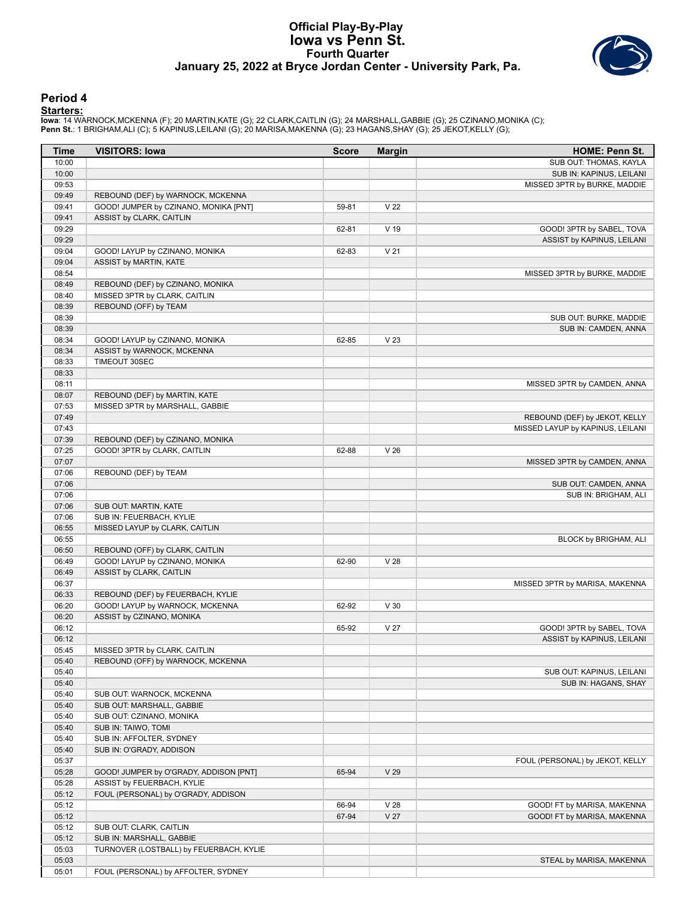# Official Play-By-Play
# Iowa vs Penn St.
## Fourth Quarter
### January 25, 2022 at Bryce Jordan Center - University Park, Pa.

### Period 4

**Starters:**

**Iowa**: 14 WARNOCK,MCKENNA (F); 20 MARTIN,KATE (G); 22 CLARK,CAITLIN (G); 24 MARSHALL,GABBIE (G); 25 CZINANO,MONIKA (C);
**Penn St.**: 1 BRIGHAM,ALI (C); 5 KAPINUS,LEILANI (G); 20 MARISA,MAKENNA (G); 23 HAGANS,SHAY (G); 25 JEKOT,KELLY (G);

| Time | VISITORS: Iowa | Score | Margin | HOME: Penn St. |
|---|---|---|---|---|
| 10:00 | | | | SUB OUT: THOMAS, KAYLA |
| 10:00 | | | | SUB IN: KAPINUS, LEILANI |
| 09:53 | | | | MISSED 3PTR by BURKE, MADDIE |
| 09:49 | REBOUND (DEF) by WARNOCK, MCKENNA | | | |
| 09:41 | GOOD! JUMPER by CZINANO, MONIKA [PNT] | 59-81 | V 22 | |
| 09:41 | ASSIST by CLARK, CAITLIN | | | |
| 09:29 | | 62-81 | V 19 | GOOD! 3PTR by SABEL, TOVA |
| 09:29 | | | | ASSIST by KAPINUS, LEILANI |
| 09:04 | GOOD! LAYUP by CZINANO, MONIKA | 62-83 | V 21 | |
| 09:04 | ASSIST by MARTIN, KATE | | | |
| 08:54 | | | | MISSED 3PTR by BURKE, MADDIE |
| 08:49 | REBOUND (DEF) by CZINANO, MONIKA | | | |
| 08:40 | MISSED 3PTR by CLARK, CAITLIN | | | |
| 08:39 | REBOUND (OFF) by TEAM | | | |
| 08:39 | | | | SUB OUT: BURKE, MADDIE |
| 08:39 | | | | SUB IN: CAMDEN, ANNA |
| 08:34 | GOOD! LAYUP by CZINANO, MONIKA | 62-85 | V 23 | |
| 08:34 | ASSIST by WARNOCK, MCKENNA | | | |
| 08:33 | TIMEOUT 30SEC | | | |
| 08:33 | | | | |
| 08:11 | | | | MISSED 3PTR by CAMDEN, ANNA |
| 08:07 | REBOUND (DEF) by MARTIN, KATE | | | |
| 07:53 | MISSED 3PTR by MARSHALL, GABBIE | | | |
| 07:49 | | | | REBOUND (DEF) by JEKOT, KELLY |
| 07:43 | | | | MISSED LAYUP by KAPINUS, LEILANI |
| 07:39 | REBOUND (DEF) by CZINANO, MONIKA | | | |
| 07:25 | GOOD! 3PTR by CLARK, CAITLIN | 62-88 | V 26 | |
| 07:07 | | | | MISSED 3PTR by CAMDEN, ANNA |
| 07:06 | REBOUND (DEF) by TEAM | | | |
| 07:06 | | | | SUB OUT: CAMDEN, ANNA |
| 07:06 | | | | SUB IN: BRIGHAM, ALI |
| 07:06 | SUB OUT: MARTIN, KATE | | | |
| 07:06 | SUB IN: FEUERBACH, KYLIE | | | |
| 06:55 | MISSED LAYUP by CLARK, CAITLIN | | | |
| 06:55 | | | | BLOCK by BRIGHAM, ALI |
| 06:50 | REBOUND (OFF) by CLARK, CAITLIN | | | |
| 06:49 | GOOD! LAYUP by CZINANO, MONIKA | 62-90 | V 28 | |
| 06:49 | ASSIST by CLARK, CAITLIN | | | |
| 06:37 | | | | MISSED 3PTR by MARISA, MAKENNA |
| 06:33 | REBOUND (DEF) by FEUERBACH, KYLIE | | | |
| 06:20 | GOOD! LAYUP by WARNOCK, MCKENNA | 62-92 | V 30 | |
| 06:20 | ASSIST by CZINANO, MONIKA | | | |
| 06:12 | | 65-92 | V 27 | GOOD! 3PTR by SABEL, TOVA |
| 06:12 | | | | ASSIST by KAPINUS, LEILANI |
| 05:45 | MISSED 3PTR by CLARK, CAITLIN | | | |
| 05:40 | REBOUND (OFF) by WARNOCK, MCKENNA | | | |
| 05:40 | | | | SUB OUT: KAPINUS, LEILANI |
| 05:40 | | | | SUB IN: HAGANS, SHAY |
| 05:40 | SUB OUT: WARNOCK, MCKENNA | | | |
| 05:40 | SUB OUT: MARSHALL, GABBIE | | | |
| 05:40 | SUB OUT: CZINANO, MONIKA | | | |
| 05:40 | SUB IN: TAIWO, TOMI | | | |
| 05:40 | SUB IN: AFFOLTER, SYDNEY | | | |
| 05:40 | SUB IN: O'GRADY, ADDISON | | | |
| 05:37 | | | | FOUL (PERSONAL) by JEKOT, KELLY |
| 05:28 | GOOD! JUMPER by O'GRADY, ADDISON [PNT] | 65-94 | V 29 | |
| 05:28 | ASSIST by FEUERBACH, KYLIE | | | |
| 05:12 | FOUL (PERSONAL) by O'GRADY, ADDISON | | | |
| 05:12 | | 66-94 | V 28 | GOOD! FT by MARISA, MAKENNA |
| 05:12 | | 67-94 | V 27 | GOOD! FT by MARISA, MAKENNA |
| 05:12 | SUB OUT: CLARK, CAITLIN | | | |
| 05:12 | SUB IN: MARSHALL, GABBIE | | | |
| 05:03 | TURNOVER (LOSTBALL) by FEUERBACH, KYLIE | | | |
| 05:03 | | | | STEAL by MARISA, MAKENNA |
| 05:01 | FOUL (PERSONAL) by AFFOLTER, SYDNEY | | | |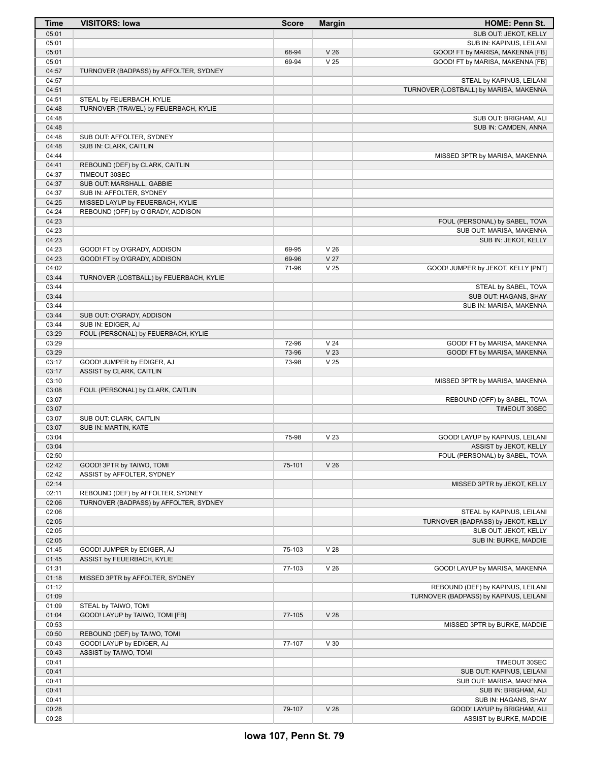| Time | VISITORS: Iowa | Score | Margin | HOME: Penn St. |
|---|---|---|---|---|
| 05:01 | | | | SUB OUT: JEKOT, KELLY |
| 05:01 | | | | SUB IN: KAPINUS, LEILANI |
| 05:01 | | 68-94 | V 26 | GOOD! FT by MARISA, MAKENNA [FB] |
| 05:01 | | 69-94 | V 25 | GOOD! FT by MARISA, MAKENNA [FB] |
| 04:57 | TURNOVER (BADPASS) by AFFOLTER, SYDNEY | | | |
| 04:57 | | | | STEAL by KAPINUS, LEILANI |
| 04:51 | | | | TURNOVER (LOSTBALL) by MARISA, MAKENNA |
| 04:51 | STEAL by FEUERBACH, KYLIE | | | |
| 04:48 | TURNOVER (TRAVEL) by FEUERBACH, KYLIE | | | |
| 04:48 | | | | SUB OUT: BRIGHAM, ALI |
| 04:48 | | | | SUB IN: CAMDEN, ANNA |
| 04:48 | SUB OUT: AFFOLTER, SYDNEY | | | |
| 04:48 | SUB IN: CLARK, CAITLIN | | | |
| 04:44 | | | | MISSED 3PTR by MARISA, MAKENNA |
| 04:41 | REBOUND (DEF) by CLARK, CAITLIN | | | |
| 04:37 | TIMEOUT 30SEC | | | |
| 04:37 | SUB OUT: MARSHALL, GABBIE | | | |
| 04:37 | SUB IN: AFFOLTER, SYDNEY | | | |
| 04:25 | MISSED LAYUP by FEUERBACH, KYLIE | | | |
| 04:24 | REBOUND (OFF) by O'GRADY, ADDISON | | | |
| 04:23 | | | | FOUL (PERSONAL) by SABEL, TOVA |
| 04:23 | | | | SUB OUT: MARISA, MAKENNA |
| 04:23 | | | | SUB IN: JEKOT, KELLY |
| 04:23 | GOOD! FT by O'GRADY, ADDISON | 69-95 | V 26 | |
| 04:23 | GOOD! FT by O'GRADY, ADDISON | 69-96 | V 27 | |
| 04:02 | | 71-96 | V 25 | GOOD! JUMPER by JEKOT, KELLY [PNT] |
| 03:44 | TURNOVER (LOSTBALL) by FEUERBACH, KYLIE | | | |
| 03:44 | | | | STEAL by SABEL, TOVA |
| 03:44 | | | | SUB OUT: HAGANS, SHAY |
| 03:44 | | | | SUB IN: MARISA, MAKENNA |
| 03:44 | SUB OUT: O'GRADY, ADDISON | | | |
| 03:44 | SUB IN: EDIGER, AJ | | | |
| 03:29 | FOUL (PERSONAL) by FEUERBACH, KYLIE | | | |
| 03:29 | | 72-96 | V 24 | GOOD! FT by MARISA, MAKENNA |
| 03:29 | | 73-96 | V 23 | GOOD! FT by MARISA, MAKENNA |
| 03:17 | GOOD! JUMPER by EDIGER, AJ | 73-98 | V 25 | |
| 03:17 | ASSIST by CLARK, CAITLIN | | | |
| 03:10 | | | | MISSED 3PTR by MARISA, MAKENNA |
| 03:08 | FOUL (PERSONAL) by CLARK, CAITLIN | | | |
| 03:07 | | | | REBOUND (OFF) by SABEL, TOVA |
| 03:07 | | | | TIMEOUT 30SEC |
| 03:07 | SUB OUT: CLARK, CAITLIN | | | |
| 03:07 | SUB IN: MARTIN, KATE | | | |
| 03:04 | | 75-98 | V 23 | GOOD! LAYUP by KAPINUS, LEILANI |
| 03:04 | | | | ASSIST by JEKOT, KELLY |
| 02:50 | | | | FOUL (PERSONAL) by SABEL, TOVA |
| 02:42 | GOOD! 3PTR by TAIWO, TOMI | 75-101 | V 26 | |
| 02:42 | ASSIST by AFFOLTER, SYDNEY | | | |
| 02:14 | | | | MISSED 3PTR by JEKOT, KELLY |
| 02:11 | REBOUND (DEF) by AFFOLTER, SYDNEY | | | |
| 02:06 | TURNOVER (BADPASS) by AFFOLTER, SYDNEY | | | |
| 02:06 | | | | STEAL by KAPINUS, LEILANI |
| 02:05 | | | | TURNOVER (BADPASS) by JEKOT, KELLY |
| 02:05 | | | | SUB OUT: JEKOT, KELLY |
| 02:05 | | | | SUB IN: BURKE, MADDIE |
| 01:45 | GOOD! JUMPER by EDIGER, AJ | 75-103 | V 28 | |
| 01:45 | ASSIST by FEUERBACH, KYLIE | | | |
| 01:31 | | 77-103 | V 26 | GOOD! LAYUP by MARISA, MAKENNA |
| 01:18 | MISSED 3PTR by AFFOLTER, SYDNEY | | | |
| 01:12 | | | | REBOUND (DEF) by KAPINUS, LEILANI |
| 01:09 | | | | TURNOVER (BADPASS) by KAPINUS, LEILANI |
| 01:09 | STEAL by TAIWO, TOMI | | | |
| 01:04 | GOOD! LAYUP by TAIWO, TOMI [FB] | 77-105 | V 28 | |
| 00:53 | | | | MISSED 3PTR by BURKE, MADDIE |
| 00:50 | REBOUND (DEF) by TAIWO, TOMI | | | |
| 00:43 | GOOD! LAYUP by EDIGER, AJ | 77-107 | V 30 | |
| 00:43 | ASSIST by TAIWO, TOMI | | | |
| 00:41 | | | | TIMEOUT 30SEC |
| 00:41 | | | | SUB OUT: KAPINUS, LEILANI |
| 00:41 | | | | SUB OUT: MARISA, MAKENNA |
| 00:41 | | | | SUB IN: BRIGHAM, ALI |
| 00:41 | | | | SUB IN: HAGANS, SHAY |
| 00:28 | | 79-107 | V 28 | GOOD! LAYUP by BRIGHAM, ALI |
| 00:28 | | | | ASSIST by BURKE, MADDIE |

**Iowa 107, Penn St. 79**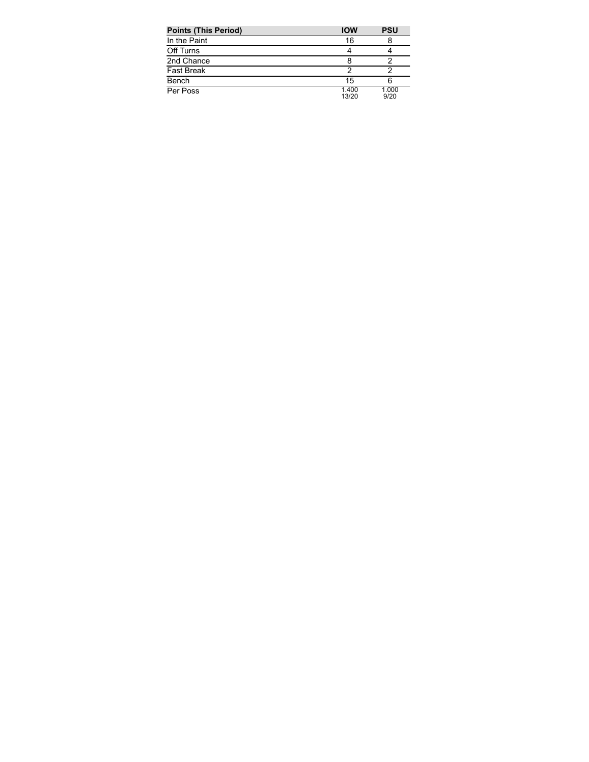| Points (This Period) | IOW | PSU |
| --- | --- | --- |
| In the Paint | 16 | 8 |
| Off Turns | 4 | 4 |
| 2nd Chance | 8 | 2 |
| Fast Break | 2 | 2 |
| Bench | 15 | 6 |
| Per Poss | 1.400<br>13/20 | 1.000<br>9/20 |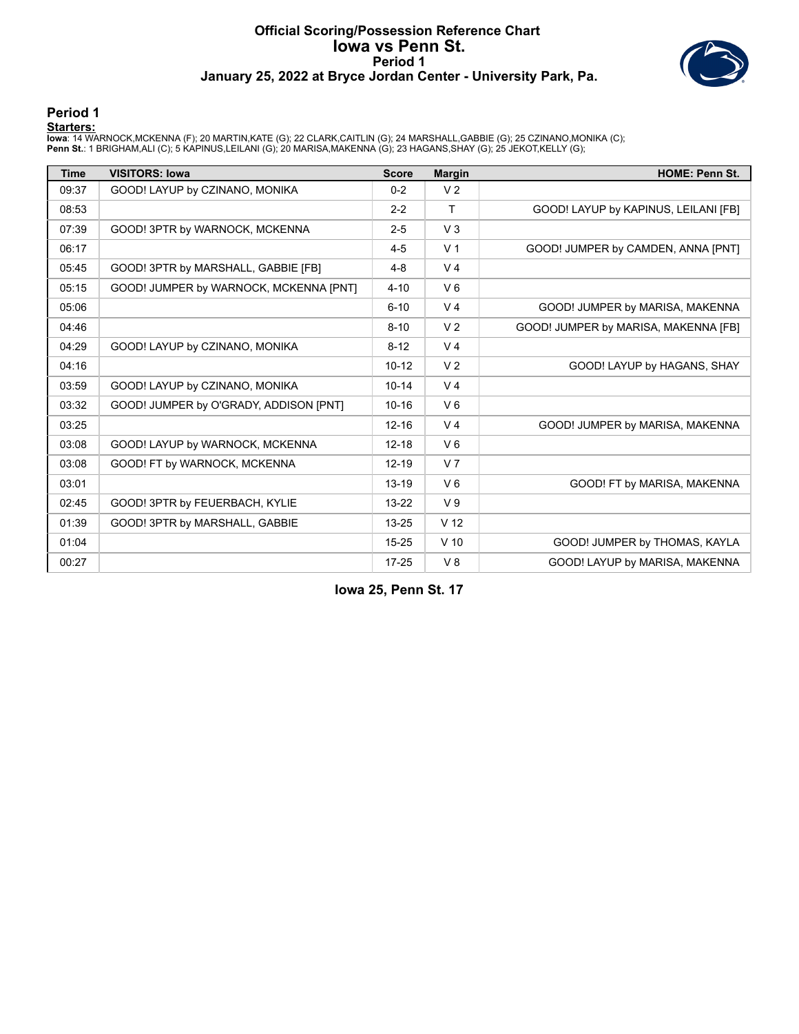# Official Scoring/Possession Reference Chart
# Iowa vs Penn St.
## Period 1
### January 25, 2022 at Bryce Jordan Center - University Park, Pa.

## Period 1

**Starters:**

**Iowa**: 14 WARNOCK,MCKENNA (F); 20 MARTIN,KATE (G); 22 CLARK,CAITLIN (G); 24 MARSHALL,GABBIE (G); 25 CZINANO,MONIKA (C);
**Penn St.**: 1 BRIGHAM,ALI (C); 5 KAPINUS,LEILANI (G); 20 MARISA,MAKENNA (G); 23 HAGANS,SHAY (G); 25 JEKOT,KELLY (G);

| Time | VISITORS: Iowa | Score | Margin | HOME: Penn St. |
|---|---|---|---|---|
| 09:37 | GOOD! LAYUP by CZINANO, MONIKA | 0-2 | V 2 | |
| 08:53 | | 2-2 | T | GOOD! LAYUP by KAPINUS, LEILANI [FB] |
| 07:39 | GOOD! 3PTR by WARNOCK, MCKENNA | 2-5 | V 3 | |
| 06:17 | | 4-5 | V 1 | GOOD! JUMPER by CAMDEN, ANNA [PNT] |
| 05:45 | GOOD! 3PTR by MARSHALL, GABBIE [FB] | 4-8 | V 4 | |
| 05:15 | GOOD! JUMPER by WARNOCK, MCKENNA [PNT] | 4-10 | V 6 | |
| 05:06 | | 6-10 | V 4 | GOOD! JUMPER by MARISA, MAKENNA |
| 04:46 | | 8-10 | V 2 | GOOD! JUMPER by MARISA, MAKENNA [FB] |
| 04:29 | GOOD! LAYUP by CZINANO, MONIKA | 8-12 | V 4 | |
| 04:16 | | 10-12 | V 2 | GOOD! LAYUP by HAGANS, SHAY |
| 03:59 | GOOD! LAYUP by CZINANO, MONIKA | 10-14 | V 4 | |
| 03:32 | GOOD! JUMPER by O'GRADY, ADDISON [PNT] | 10-16 | V 6 | |
| 03:25 | | 12-16 | V 4 | GOOD! JUMPER by MARISA, MAKENNA |
| 03:08 | GOOD! LAYUP by WARNOCK, MCKENNA | 12-18 | V 6 | |
| 03:08 | GOOD! FT by WARNOCK, MCKENNA | 12-19 | V 7 | |
| 03:01 | | 13-19 | V 6 | GOOD! FT by MARISA, MAKENNA |
| 02:45 | GOOD! 3PTR by FEUERBACH, KYLIE | 13-22 | V 9 | |
| 01:39 | GOOD! 3PTR by MARSHALL, GABBIE | 13-25 | V 12 | |
| 01:04 | | 15-25 | V 10 | GOOD! JUMPER by THOMAS, KAYLA |
| 00:27 | | 17-25 | V 8 | GOOD! LAYUP by MARISA, MAKENNA |

**Iowa 25, Penn St. 17**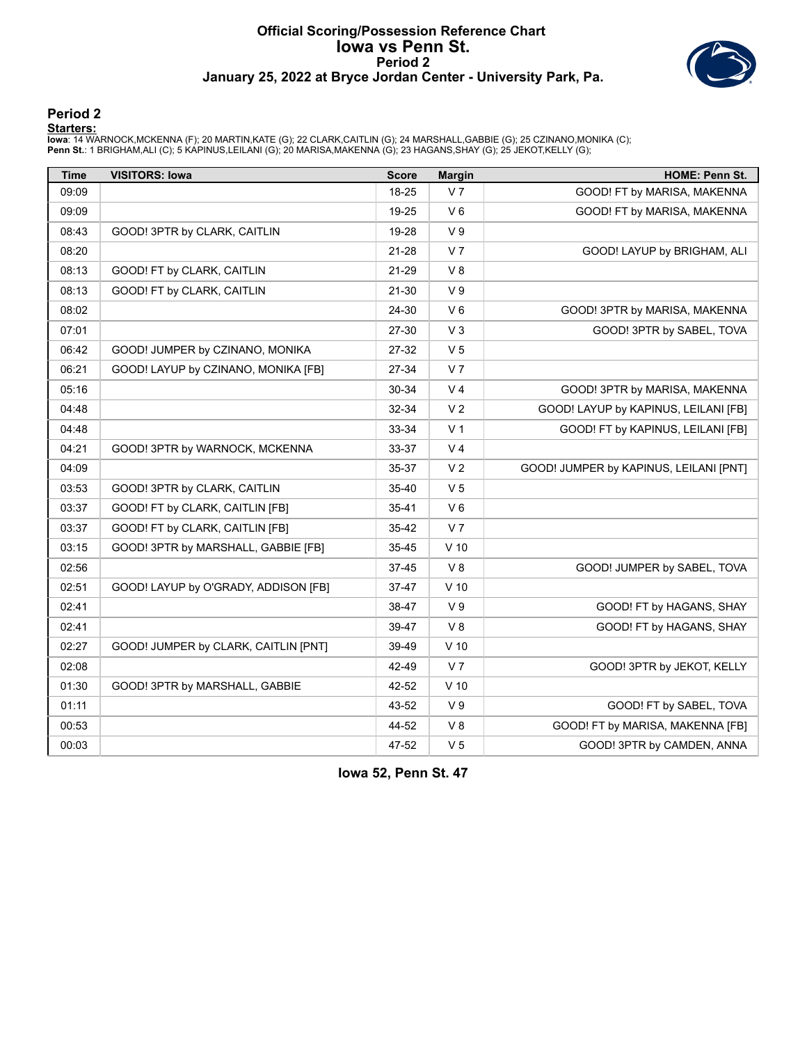# Official Scoring/Possession Reference Chart
# Iowa vs Penn St.
## Period 2
### January 25, 2022 at Bryce Jordan Center - University Park, Pa.

## Period 2

**Starters:**

**Iowa**: 14 WARNOCK,MCKENNA (F); 20 MARTIN,KATE (G); 22 CLARK,CAITLIN (G); 24 MARSHALL,GABBIE (G); 25 CZINANO,MONIKA (C);
**Penn St.**: 1 BRIGHAM,ALI (C); 5 KAPINUS,LEILANI (G); 20 MARISA,MAKENNA (G); 23 HAGANS,SHAY (G); 25 JEKOT,KELLY (G);

| Time | VISITORS: Iowa | Score | Margin | HOME: Penn St. |
|---|---|---|---|---|
| 09:09 | | 18-25 | V 7 | GOOD! FT by MARISA, MAKENNA |
| 09:09 | | 19-25 | V 6 | GOOD! FT by MARISA, MAKENNA |
| 08:43 | GOOD! 3PTR by CLARK, CAITLIN | 19-28 | V 9 | |
| 08:20 | | 21-28 | V 7 | GOOD! LAYUP by BRIGHAM, ALI |
| 08:13 | GOOD! FT by CLARK, CAITLIN | 21-29 | V 8 | |
| 08:13 | GOOD! FT by CLARK, CAITLIN | 21-30 | V 9 | |
| 08:02 | | 24-30 | V 6 | GOOD! 3PTR by MARISA, MAKENNA |
| 07:01 | | 27-30 | V 3 | GOOD! 3PTR by SABEL, TOVA |
| 06:42 | GOOD! JUMPER by CZINANO, MONIKA | 27-32 | V 5 | |
| 06:21 | GOOD! LAYUP by CZINANO, MONIKA [FB] | 27-34 | V 7 | |
| 05:16 | | 30-34 | V 4 | GOOD! 3PTR by MARISA, MAKENNA |
| 04:48 | | 32-34 | V 2 | GOOD! LAYUP by KAPINUS, LEILANI [FB] |
| 04:48 | | 33-34 | V 1 | GOOD! FT by KAPINUS, LEILANI [FB] |
| 04:21 | GOOD! 3PTR by WARNOCK, MCKENNA | 33-37 | V 4 | |
| 04:09 | | 35-37 | V 2 | GOOD! JUMPER by KAPINUS, LEILANI [PNT] |
| 03:53 | GOOD! 3PTR by CLARK, CAITLIN | 35-40 | V 5 | |
| 03:37 | GOOD! FT by CLARK, CAITLIN [FB] | 35-41 | V 6 | |
| 03:37 | GOOD! FT by CLARK, CAITLIN [FB] | 35-42 | V 7 | |
| 03:15 | GOOD! 3PTR by MARSHALL, GABBIE [FB] | 35-45 | V 10 | |
| 02:56 | | 37-45 | V 8 | GOOD! JUMPER by SABEL, TOVA |
| 02:51 | GOOD! LAYUP by O'GRADY, ADDISON [FB] | 37-47 | V 10 | |
| 02:41 | | 38-47 | V 9 | GOOD! FT by HAGANS, SHAY |
| 02:41 | | 39-47 | V 8 | GOOD! FT by HAGANS, SHAY |
| 02:27 | GOOD! JUMPER by CLARK, CAITLIN [PNT] | 39-49 | V 10 | |
| 02:08 | | 42-49 | V 7 | GOOD! 3PTR by JEKOT, KELLY |
| 01:30 | GOOD! 3PTR by MARSHALL, GABBIE | 42-52 | V 10 | |
| 01:11 | | 43-52 | V 9 | GOOD! FT by SABEL, TOVA |
| 00:53 | | 44-52 | V 8 | GOOD! FT by MARISA, MAKENNA [FB] |
| 00:03 | | 47-52 | V 5 | GOOD! 3PTR by CAMDEN, ANNA |

**Iowa 52, Penn St. 47**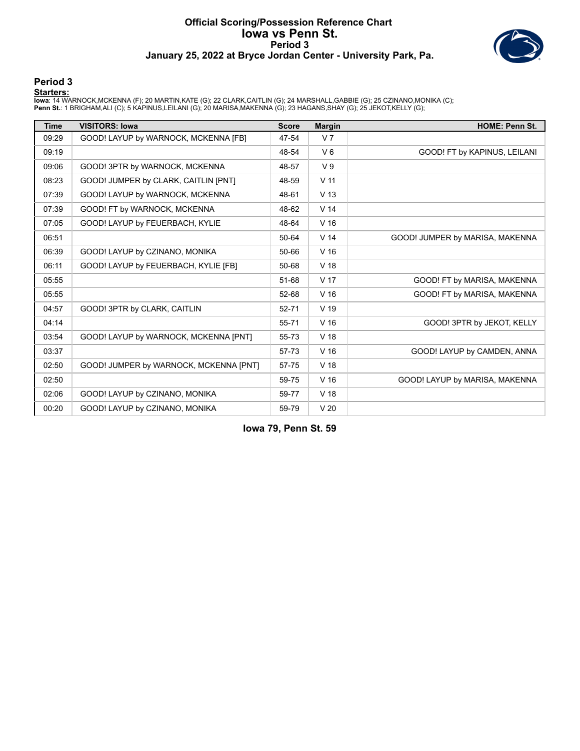# Official Scoring/Possession Reference Chart
# Iowa vs Penn St.
## Period 3
### January 25, 2022 at Bryce Jordan Center - University Park, Pa.

## Period 3

**Starters:**

**Iowa**: 14 WARNOCK,MCKENNA (F); 20 MARTIN,KATE (G); 22 CLARK,CAITLIN (G); 24 MARSHALL,GABBIE (G); 25 CZINANO,MONIKA (C);
**Penn St.**: 1 BRIGHAM,ALI (C); 5 KAPINUS,LEILANI (G); 20 MARISA,MAKENNA (G); 23 HAGANS,SHAY (G); 25 JEKOT,KELLY (G);

| Time | VISITORS: Iowa | Score | Margin | HOME: Penn St. |
|---|---|---|---|---|
| 09:29 | GOOD! LAYUP by WARNOCK, MCKENNA [FB] | 47-54 | V 7 | |
| 09:19 | | 48-54 | V 6 | GOOD! FT by KAPINUS, LEILANI |
| 09:06 | GOOD! 3PTR by WARNOCK, MCKENNA | 48-57 | V 9 | |
| 08:23 | GOOD! JUMPER by CLARK, CAITLIN [PNT] | 48-59 | V 11 | |
| 07:39 | GOOD! LAYUP by WARNOCK, MCKENNA | 48-61 | V 13 | |
| 07:39 | GOOD! FT by WARNOCK, MCKENNA | 48-62 | V 14 | |
| 07:05 | GOOD! LAYUP by FEUERBACH, KYLIE | 48-64 | V 16 | |
| 06:51 | | 50-64 | V 14 | GOOD! JUMPER by MARISA, MAKENNA |
| 06:39 | GOOD! LAYUP by CZINANO, MONIKA | 50-66 | V 16 | |
| 06:11 | GOOD! LAYUP by FEUERBACH, KYLIE [FB] | 50-68 | V 18 | |
| 05:55 | | 51-68 | V 17 | GOOD! FT by MARISA, MAKENNA |
| 05:55 | | 52-68 | V 16 | GOOD! FT by MARISA, MAKENNA |
| 04:57 | GOOD! 3PTR by CLARK, CAITLIN | 52-71 | V 19 | |
| 04:14 | | 55-71 | V 16 | GOOD! 3PTR by JEKOT, KELLY |
| 03:54 | GOOD! LAYUP by WARNOCK, MCKENNA [PNT] | 55-73 | V 18 | |
| 03:37 | | 57-73 | V 16 | GOOD! LAYUP by CAMDEN, ANNA |
| 02:50 | GOOD! JUMPER by WARNOCK, MCKENNA [PNT] | 57-75 | V 18 | |
| 02:50 | | 59-75 | V 16 | GOOD! LAYUP by MARISA, MAKENNA |
| 02:06 | GOOD! LAYUP by CZINANO, MONIKA | 59-77 | V 18 | |
| 00:20 | GOOD! LAYUP by CZINANO, MONIKA | 59-79 | V 20 | |

**Iowa 79, Penn St. 59**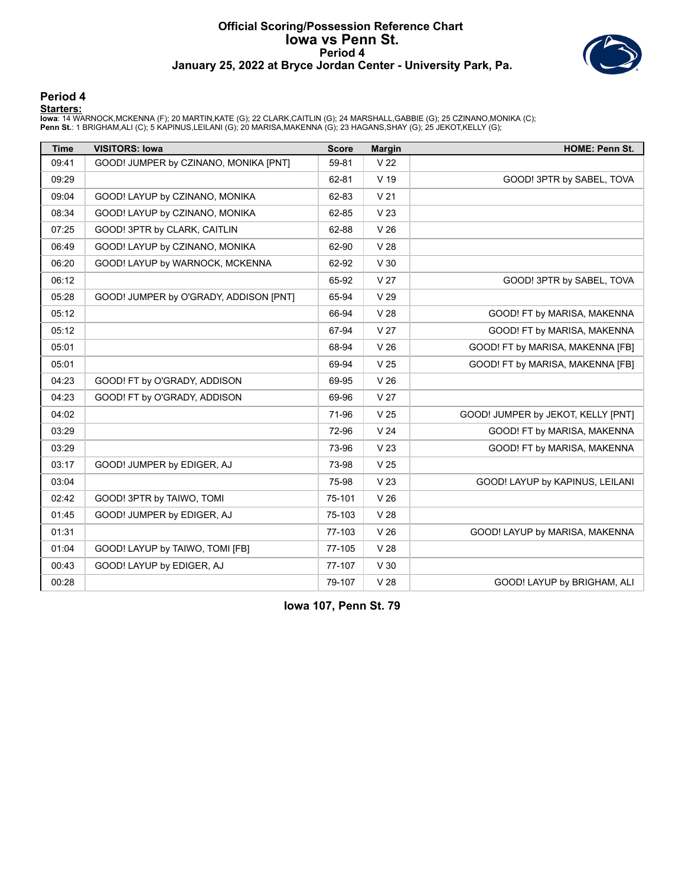# Official Scoring/Possession Reference Chart
## Iowa vs Penn St.
### Period 4
### January 25, 2022 at Bryce Jordan Center - University Park, Pa.

## Period 4

**Starters:**

**Iowa**: 14 WARNOCK,MCKENNA (F); 20 MARTIN,KATE (G); 22 CLARK,CAITLIN (G); 24 MARSHALL,GABBIE (G); 25 CZINANO,MONIKA (C);
**Penn St.**: 1 BRIGHAM,ALI (C); 5 KAPINUS,LEILANI (G); 20 MARISA,MAKENNA (G); 23 HAGANS,SHAY (G); 25 JEKOT,KELLY (G);

| Time | VISITORS: Iowa | Score | Margin | HOME: Penn St. |
|---|---|---|---|---|
| 09:41 | GOOD! JUMPER by CZINANO, MONIKA [PNT] | 59-81 | V 22 | |
| 09:29 | | 62-81 | V 19 | GOOD! 3PTR by SABEL, TOVA |
| 09:04 | GOOD! LAYUP by CZINANO, MONIKA | 62-83 | V 21 | |
| 08:34 | GOOD! LAYUP by CZINANO, MONIKA | 62-85 | V 23 | |
| 07:25 | GOOD! 3PTR by CLARK, CAITLIN | 62-88 | V 26 | |
| 06:49 | GOOD! LAYUP by CZINANO, MONIKA | 62-90 | V 28 | |
| 06:20 | GOOD! LAYUP by WARNOCK, MCKENNA | 62-92 | V 30 | |
| 06:12 | | 65-92 | V 27 | GOOD! 3PTR by SABEL, TOVA |
| 05:28 | GOOD! JUMPER by O'GRADY, ADDISON [PNT] | 65-94 | V 29 | |
| 05:12 | | 66-94 | V 28 | GOOD! FT by MARISA, MAKENNA |
| 05:12 | | 67-94 | V 27 | GOOD! FT by MARISA, MAKENNA |
| 05:01 | | 68-94 | V 26 | GOOD! FT by MARISA, MAKENNA [FB] |
| 05:01 | | 69-94 | V 25 | GOOD! FT by MARISA, MAKENNA [FB] |
| 04:23 | GOOD! FT by O'GRADY, ADDISON | 69-95 | V 26 | |
| 04:23 | GOOD! FT by O'GRADY, ADDISON | 69-96 | V 27 | |
| 04:02 | | 71-96 | V 25 | GOOD! JUMPER by JEKOT, KELLY [PNT] |
| 03:29 | | 72-96 | V 24 | GOOD! FT by MARISA, MAKENNA |
| 03:29 | | 73-96 | V 23 | GOOD! FT by MARISA, MAKENNA |
| 03:17 | GOOD! JUMPER by EDIGER, AJ | 73-98 | V 25 | |
| 03:04 | | 75-98 | V 23 | GOOD! LAYUP by KAPINUS, LEILANI |
| 02:42 | GOOD! 3PTR by TAIWO, TOMI | 75-101 | V 26 | |
| 01:45 | GOOD! JUMPER by EDIGER, AJ | 75-103 | V 28 | |
| 01:31 | | 77-103 | V 26 | GOOD! LAYUP by MARISA, MAKENNA |
| 01:04 | GOOD! LAYUP by TAIWO, TOMI [FB] | 77-105 | V 28 | |
| 00:43 | GOOD! LAYUP by EDIGER, AJ | 77-107 | V 30 | |
| 00:28 | | 79-107 | V 28 | GOOD! LAYUP by BRIGHAM, ALI |

**Iowa 107, Penn St. 79**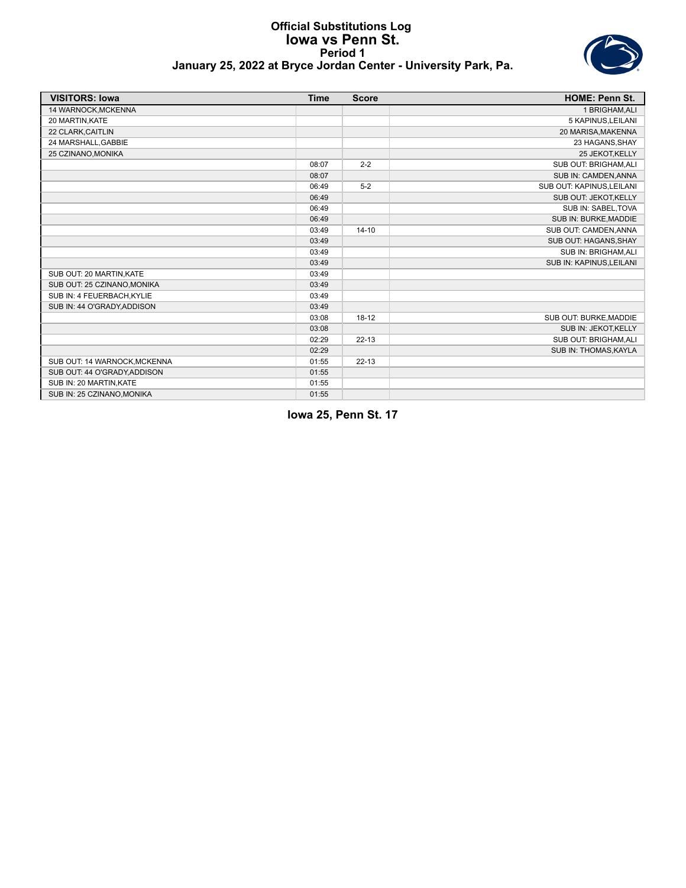# Official Substitutions Log
## Iowa vs Penn St.
### Period 1
### January 25, 2022 at Bryce Jordan Center - University Park, Pa.

| VISITORS: Iowa | Time | Score | HOME: Penn St. |
|---|---|---|---|
| 14 WARNOCK,MCKENNA | | | 1 BRIGHAM,ALI |
| 20 MARTIN,KATE | | | 5 KAPINUS,LEILANI |
| 22 CLARK,CAITLIN | | | 20 MARISA,MAKENNA |
| 24 MARSHALL,GABBIE | | | 23 HAGANS,SHAY |
| 25 CZINANO,MONIKA | | | 25 JEKOT,KELLY |
| | 08:07 | 2-2 | SUB OUT: BRIGHAM,ALI |
| | 08:07 | | SUB IN: CAMDEN,ANNA |
| | 06:49 | 5-2 | SUB OUT: KAPINUS,LEILANI |
| | 06:49 | | SUB OUT: JEKOT,KELLY |
| | 06:49 | | SUB IN: SABEL,TOVA |
| | 06:49 | | SUB IN: BURKE,MADDIE |
| | 03:49 | 14-10 | SUB OUT: CAMDEN,ANNA |
| | 03:49 | | SUB OUT: HAGANS,SHAY |
| | 03:49 | | SUB IN: BRIGHAM,ALI |
| | 03:49 | | SUB IN: KAPINUS,LEILANI |
| SUB OUT: 20 MARTIN,KATE | 03:49 | | |
| SUB OUT: 25 CZINANO,MONIKA | 03:49 | | |
| SUB IN: 4 FEUERBACH,KYLIE | 03:49 | | |
| SUB IN: 44 O'GRADY,ADDISON | 03:49 | | |
| | 03:08 | 18-12 | SUB OUT: BURKE,MADDIE |
| | 03:08 | | SUB IN: JEKOT,KELLY |
| | 02:29 | 22-13 | SUB OUT: BRIGHAM,ALI |
| | 02:29 | | SUB IN: THOMAS,KAYLA |
| SUB OUT: 14 WARNOCK,MCKENNA | 01:55 | 22-13 | |
| SUB OUT: 44 O'GRADY,ADDISON | 01:55 | | |
| SUB IN: 20 MARTIN,KATE | 01:55 | | |
| SUB IN: 25 CZINANO,MONIKA | 01:55 | | |

**Iowa 25, Penn St. 17**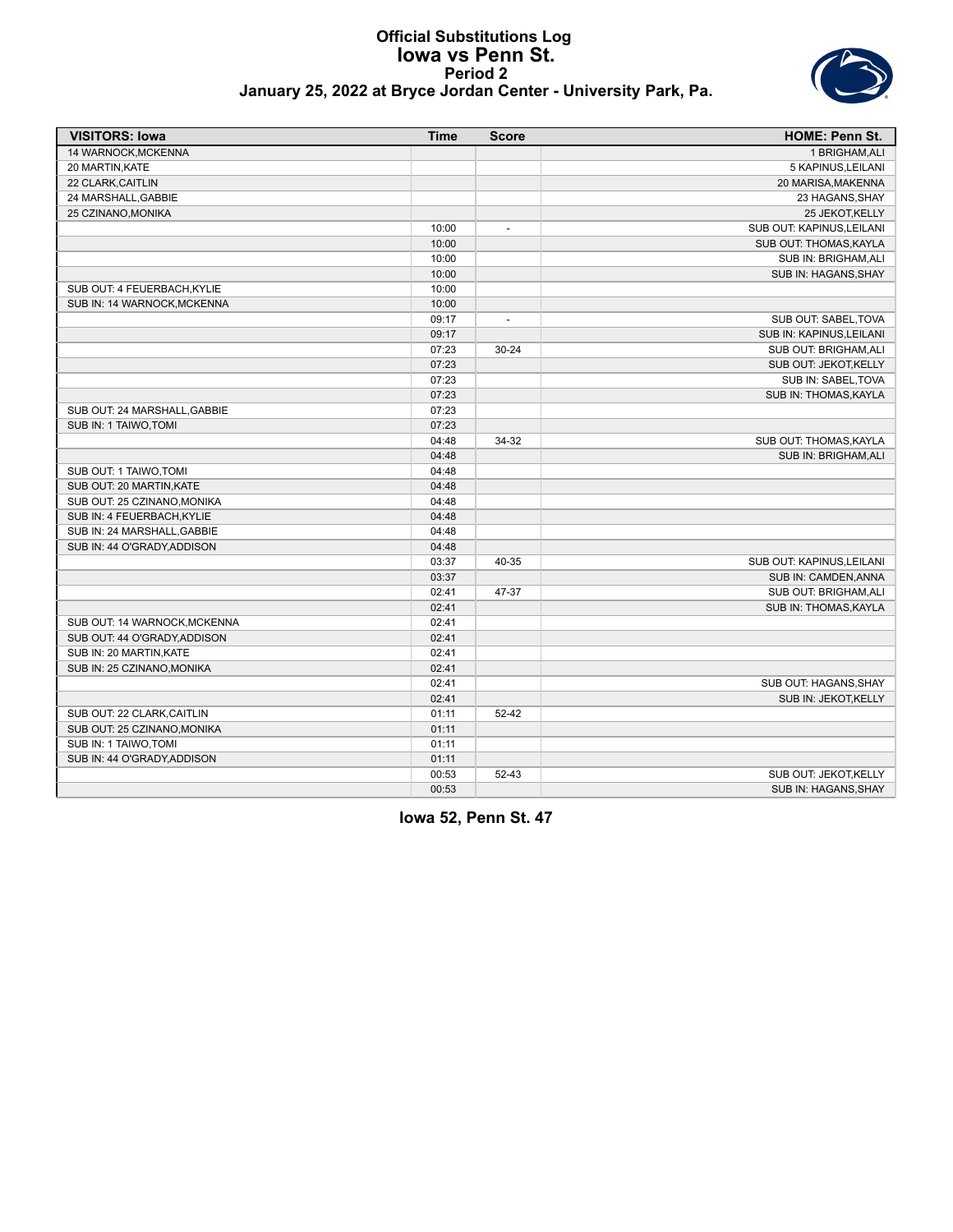# Official Substitutions Log
## Iowa vs Penn St.
### Period 2
### January 25, 2022 at Bryce Jordan Center - University Park, Pa.

| VISITORS: Iowa | Time | Score | HOME: Penn St. |
|---|---|---|---|
| 14 WARNOCK,MCKENNA | | | 1 BRIGHAM,ALI |
| 20 MARTIN,KATE | | | 5 KAPINUS,LEILANI |
| 22 CLARK,CAITLIN | | | 20 MARISA,MAKENNA |
| 24 MARSHALL,GABBIE | | | 23 HAGANS,SHAY |
| 25 CZINANO,MONIKA | | | 25 JEKOT,KELLY |
| | 10:00 | - | SUB OUT: KAPINUS,LEILANI |
| | 10:00 | | SUB OUT: THOMAS,KAYLA |
| | 10:00 | | SUB IN: BRIGHAM,ALI |
| | 10:00 | | SUB IN: HAGANS,SHAY |
| SUB OUT: 4 FEUERBACH,KYLIE | 10:00 | | |
| SUB IN: 14 WARNOCK,MCKENNA | 10:00 | | |
| | 09:17 | - | SUB OUT: SABEL,TOVA |
| | 09:17 | | SUB IN: KAPINUS,LEILANI |
| | 07:23 | 30-24 | SUB OUT: BRIGHAM,ALI |
| | 07:23 | | SUB OUT: JEKOT,KELLY |
| | 07:23 | | SUB IN: SABEL,TOVA |
| | 07:23 | | SUB IN: THOMAS,KAYLA |
| SUB OUT: 24 MARSHALL,GABBIE | 07:23 | | |
| SUB IN: 1 TAIWO,TOMI | 07:23 | | |
| | 04:48 | 34-32 | SUB OUT: THOMAS,KAYLA |
| | 04:48 | | SUB IN: BRIGHAM,ALI |
| SUB OUT: 1 TAIWO,TOMI | 04:48 | | |
| SUB OUT: 20 MARTIN,KATE | 04:48 | | |
| SUB OUT: 25 CZINANO,MONIKA | 04:48 | | |
| SUB IN: 4 FEUERBACH,KYLIE | 04:48 | | |
| SUB IN: 24 MARSHALL,GABBIE | 04:48 | | |
| SUB IN: 44 O'GRADY,ADDISON | 04:48 | | |
| | 03:37 | 40-35 | SUB OUT: KAPINUS,LEILANI |
| | 03:37 | | SUB IN: CAMDEN,ANNA |
| | 02:41 | 47-37 | SUB OUT: BRIGHAM,ALI |
| | 02:41 | | SUB IN: THOMAS,KAYLA |
| SUB OUT: 14 WARNOCK,MCKENNA | 02:41 | | |
| SUB OUT: 44 O'GRADY,ADDISON | 02:41 | | |
| SUB IN: 20 MARTIN,KATE | 02:41 | | |
| SUB IN: 25 CZINANO,MONIKA | 02:41 | | |
| | 02:41 | | SUB OUT: HAGANS,SHAY |
| | 02:41 | | SUB IN: JEKOT,KELLY |
| SUB OUT: 22 CLARK,CAITLIN | 01:11 | 52-42 | |
| SUB OUT: 25 CZINANO,MONIKA | 01:11 | | |
| SUB IN: 1 TAIWO,TOMI | 01:11 | | |
| SUB IN: 44 O'GRADY,ADDISON | 01:11 | | |
| | 00:53 | 52-43 | SUB OUT: JEKOT,KELLY |
| | 00:53 | | SUB IN: HAGANS,SHAY |

**Iowa 52, Penn St. 47**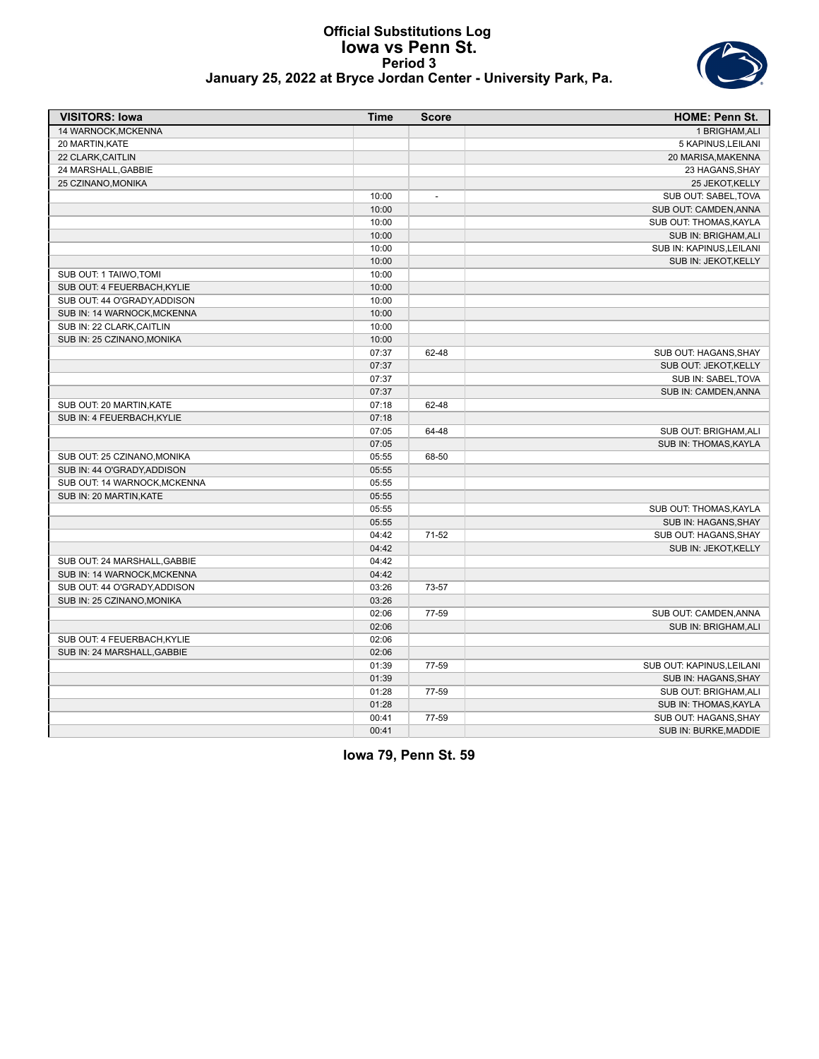# Official Substitutions Log
## Iowa vs Penn St.
### Period 3
### January 25, 2022 at Bryce Jordan Center - University Park, Pa.

| VISITORS: Iowa | Time | Score | HOME: Penn St. |
|---|---|---|---|
| 14 WARNOCK,MCKENNA | | | 1 BRIGHAM,ALI |
| 20 MARTIN,KATE | | | 5 KAPINUS,LEILANI |
| 22 CLARK,CAITLIN | | | 20 MARISA,MAKENNA |
| 24 MARSHALL,GABBIE | | | 23 HAGANS,SHAY |
| 25 CZINANO,MONIKA | | | 25 JEKOT,KELLY |
| | 10:00 | - | SUB OUT: SABEL,TOVA |
| | 10:00 | | SUB OUT: CAMDEN,ANNA |
| | 10:00 | | SUB OUT: THOMAS,KAYLA |
| | 10:00 | | SUB IN: BRIGHAM,ALI |
| | 10:00 | | SUB IN: KAPINUS,LEILANI |
| | 10:00 | | SUB IN: JEKOT,KELLY |
| SUB OUT: 1 TAIWO,TOMI | 10:00 | | |
| SUB OUT: 4 FEUERBACH,KYLIE | 10:00 | | |
| SUB OUT: 44 O'GRADY,ADDISON | 10:00 | | |
| SUB IN: 14 WARNOCK,MCKENNA | 10:00 | | |
| SUB IN: 22 CLARK,CAITLIN | 10:00 | | |
| SUB IN: 25 CZINANO,MONIKA | 10:00 | | |
| | 07:37 | 62-48 | SUB OUT: HAGANS,SHAY |
| | 07:37 | | SUB OUT: JEKOT,KELLY |
| | 07:37 | | SUB IN: SABEL,TOVA |
| | 07:37 | | SUB IN: CAMDEN,ANNA |
| SUB OUT: 20 MARTIN,KATE | 07:18 | 62-48 | |
| SUB IN: 4 FEUERBACH,KYLIE | 07:18 | | |
| | 07:05 | 64-48 | SUB OUT: BRIGHAM,ALI |
| | 07:05 | | SUB IN: THOMAS,KAYLA |
| SUB OUT: 25 CZINANO,MONIKA | 05:55 | 68-50 | |
| SUB IN: 44 O'GRADY,ADDISON | 05:55 | | |
| SUB OUT: 14 WARNOCK,MCKENNA | 05:55 | | |
| SUB IN: 20 MARTIN,KATE | 05:55 | | |
| | 05:55 | | SUB OUT: THOMAS,KAYLA |
| | 05:55 | | SUB IN: HAGANS,SHAY |
| | 04:42 | 71-52 | SUB OUT: HAGANS,SHAY |
| | 04:42 | | SUB IN: JEKOT,KELLY |
| SUB OUT: 24 MARSHALL,GABBIE | 04:42 | | |
| SUB IN: 14 WARNOCK,MCKENNA | 04:42 | | |
| SUB OUT: 44 O'GRADY,ADDISON | 03:26 | 73-57 | |
| SUB IN: 25 CZINANO,MONIKA | 03:26 | | |
| | 02:06 | 77-59 | SUB OUT: CAMDEN,ANNA |
| | 02:06 | | SUB IN: BRIGHAM,ALI |
| SUB OUT: 4 FEUERBACH,KYLIE | 02:06 | | |
| SUB IN: 24 MARSHALL,GABBIE | 02:06 | | |
| | 01:39 | 77-59 | SUB OUT: KAPINUS,LEILANI |
| | 01:39 | | SUB IN: HAGANS,SHAY |
| | 01:28 | 77-59 | SUB OUT: BRIGHAM,ALI |
| | 01:28 | | SUB IN: THOMAS,KAYLA |
| | 00:41 | 77-59 | SUB OUT: HAGANS,SHAY |
| | 00:41 | | SUB IN: BURKE,MADDIE |

**Iowa 79, Penn St. 59**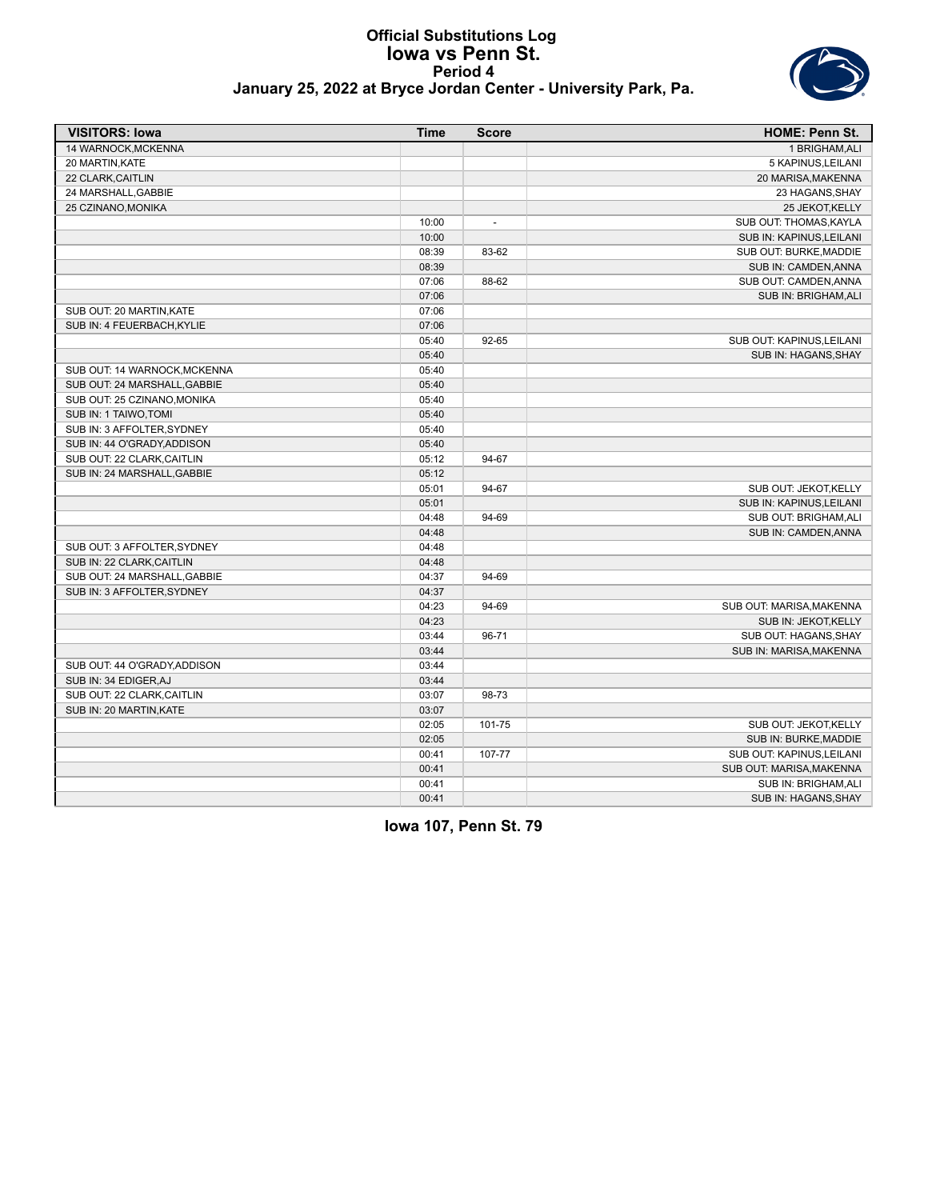# Official Substitutions Log
## Iowa vs Penn St.
### Period 4
### January 25, 2022 at Bryce Jordan Center - University Park, Pa.

| VISITORS: Iowa | Time | Score | HOME: Penn St. |
|---|---|---|---|
| 14 WARNOCK,MCKENNA | | | 1 BRIGHAM,ALI |
| 20 MARTIN,KATE | | | 5 KAPINUS,LEILANI |
| 22 CLARK,CAITLIN | | | 20 MARISA,MAKENNA |
| 24 MARSHALL,GABBIE | | | 23 HAGANS,SHAY |
| 25 CZINANO,MONIKA | | | 25 JEKOT,KELLY |
| | 10:00 | - | SUB OUT: THOMAS,KAYLA |
| | 10:00 | | SUB IN: KAPINUS,LEILANI |
| | 08:39 | 83-62 | SUB OUT: BURKE,MADDIE |
| | 08:39 | | SUB IN: CAMDEN,ANNA |
| | 07:06 | 88-62 | SUB OUT: CAMDEN,ANNA |
| | 07:06 | | SUB IN: BRIGHAM,ALI |
| SUB OUT: 20 MARTIN,KATE | 07:06 | | |
| SUB IN: 4 FEUERBACH,KYLIE | 07:06 | | |
| | 05:40 | 92-65 | SUB OUT: KAPINUS,LEILANI |
| | 05:40 | | SUB IN: HAGANS,SHAY |
| SUB OUT: 14 WARNOCK,MCKENNA | 05:40 | | |
| SUB OUT: 24 MARSHALL,GABBIE | 05:40 | | |
| SUB OUT: 25 CZINANO,MONIKA | 05:40 | | |
| SUB IN: 1 TAIWO,TOMI | 05:40 | | |
| SUB IN: 3 AFFOLTER,SYDNEY | 05:40 | | |
| SUB IN: 44 O'GRADY,ADDISON | 05:40 | | |
| SUB OUT: 22 CLARK,CAITLIN | 05:12 | 94-67 | |
| SUB IN: 24 MARSHALL,GABBIE | 05:12 | | |
| | 05:01 | 94-67 | SUB OUT: JEKOT,KELLY |
| | 05:01 | | SUB IN: KAPINUS,LEILANI |
| | 04:48 | 94-69 | SUB OUT: BRIGHAM,ALI |
| | 04:48 | | SUB IN: CAMDEN,ANNA |
| SUB OUT: 3 AFFOLTER,SYDNEY | 04:48 | | |
| SUB IN: 22 CLARK,CAITLIN | 04:48 | | |
| SUB OUT: 24 MARSHALL,GABBIE | 04:37 | 94-69 | |
| SUB IN: 3 AFFOLTER,SYDNEY | 04:37 | | |
| | 04:23 | 94-69 | SUB OUT: MARISA,MAKENNA |
| | 04:23 | | SUB IN: JEKOT,KELLY |
| | 03:44 | 96-71 | SUB OUT: HAGANS,SHAY |
| | 03:44 | | SUB IN: MARISA,MAKENNA |
| SUB OUT: 44 O'GRADY,ADDISON | 03:44 | | |
| SUB IN: 34 EDIGER,AJ | 03:44 | | |
| SUB OUT: 22 CLARK,CAITLIN | 03:07 | 98-73 | |
| SUB IN: 20 MARTIN,KATE | 03:07 | | |
| | 02:05 | 101-75 | SUB OUT: JEKOT,KELLY |
| | 02:05 | | SUB IN: BURKE,MADDIE |
| | 00:41 | 107-77 | SUB OUT: KAPINUS,LEILANI |
| | 00:41 | | SUB OUT: MARISA,MAKENNA |
| | 00:41 | | SUB IN: BRIGHAM,ALI |
| | 00:41 | | SUB IN: HAGANS,SHAY |

**Iowa 107, Penn St. 79**